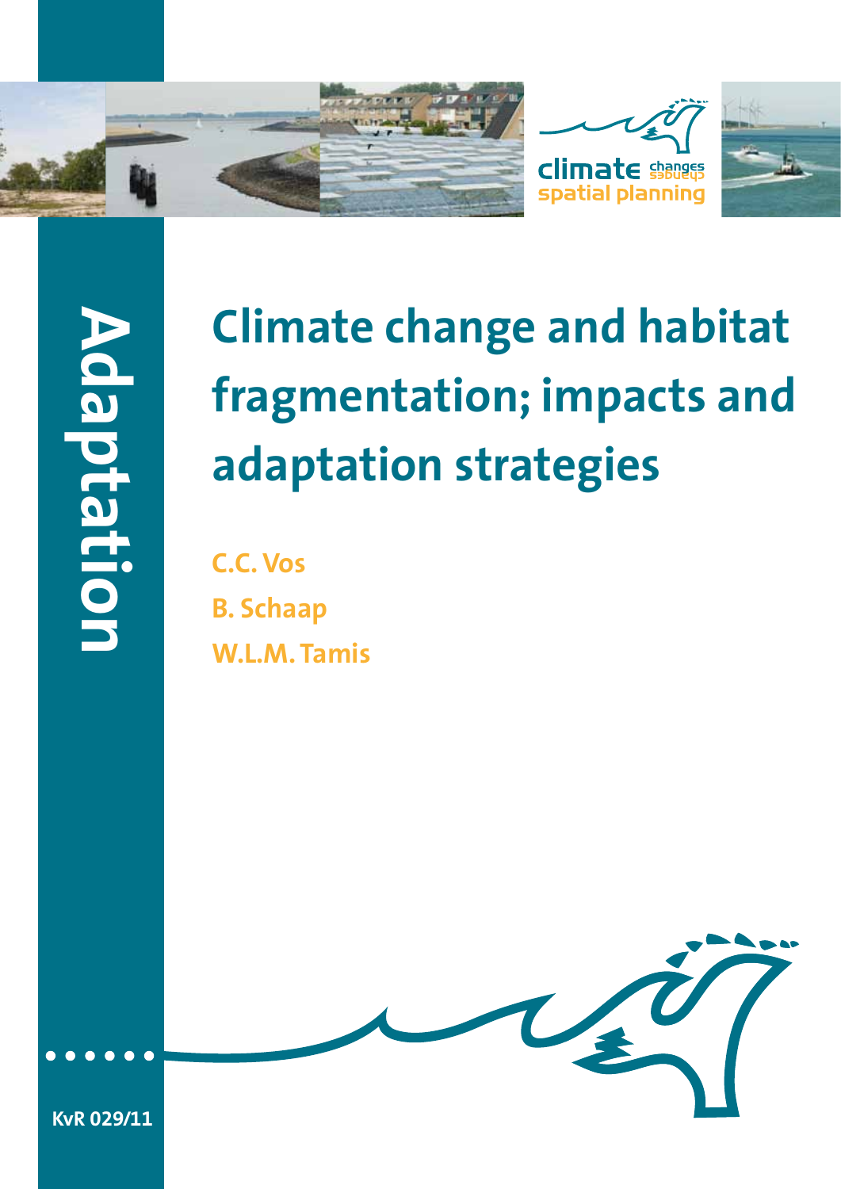Adaptation

climate changes spatial planning

# Climate change and habitat fragmentation; impacts and adaptation strategies

**C.C. Vos**
**B. Schaap**
**W.L.M. Tamis**

KvR 029/11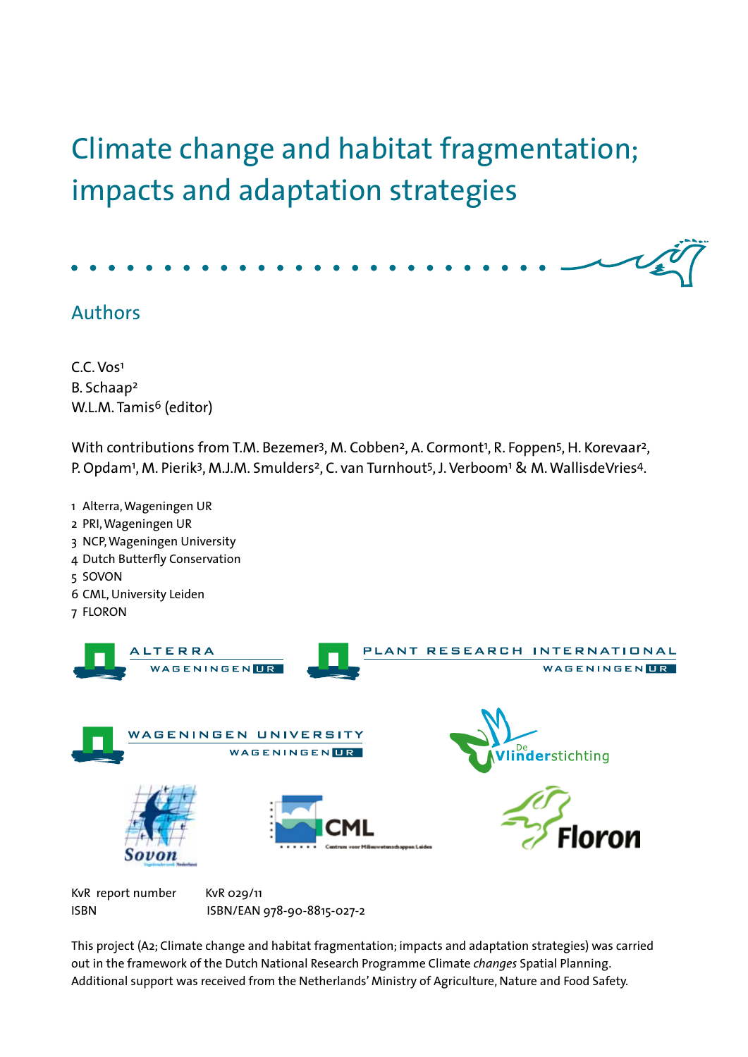# Climate change and habitat fragmentation; impacts and adaptation strategies

## Authors

C.C. Vos[1]
B. Schaap[2]
W.L.M. Tamis[6] (editor)

With contributions from T.M. Bezemer[3], M. Cobben[2], A. Cormont[1], R. Foppen[5], H. Korevaar[2], P. Opdam[1], M. Pierik[3], M.J.M. Smulders[2], C. van Turnhout[5], J. Verboom[1] & M. WallisdeVries[4].

1 Alterra, Wageningen UR
2 PRI, Wageningen UR
3 NCP, Wageningen University
4 Dutch Butterfly Conservation
5 SOVON
6 CML, University Leiden
7 FLORON

| | |
|---|---|
| KvR report number | KvR 029/11 |
| ISBN | ISBN/EAN 978-90-8815-027-2 |

This project (A2; Climate change and habitat fragmentation; impacts and adaptation strategies) was carried out in the framework of the Dutch National Research Programme Climate *changes* Spatial Planning. Additional support was received from the Netherlands' Ministry of Agriculture, Nature and Food Safety.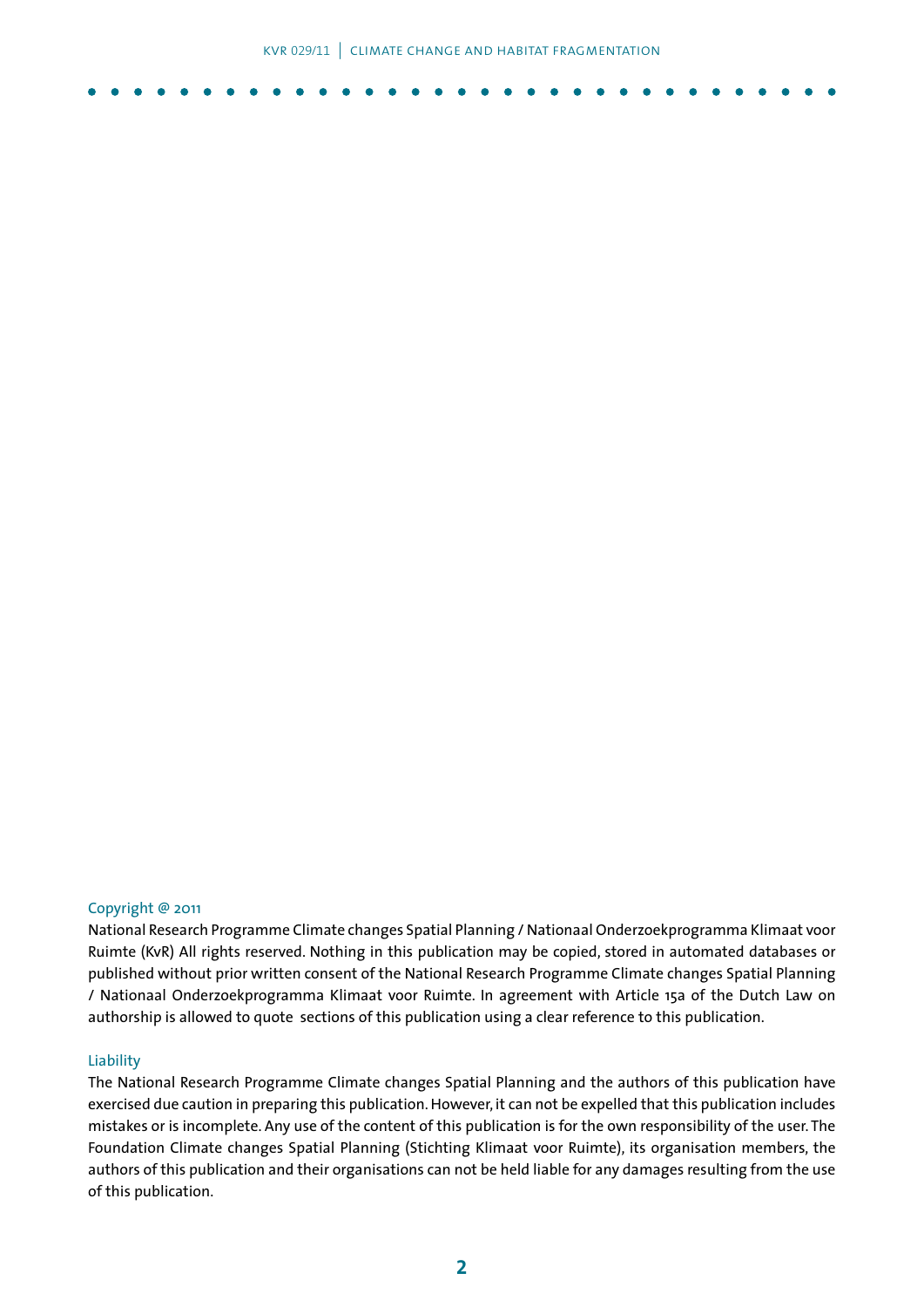Copyright @ 2011

National Research Programme Climate changes Spatial Planning / Nationaal Onderzoekprogramma Klimaat voor Ruimte (KvR) All rights reserved. Nothing in this publication may be copied, stored in automated databases or published without prior written consent of the National Research Programme Climate changes Spatial Planning / Nationaal Onderzoekprogramma Klimaat voor Ruimte. In agreement with Article 15a of the Dutch Law on authorship is allowed to quote sections of this publication using a clear reference to this publication.

Liability

The National Research Programme Climate changes Spatial Planning and the authors of this publication have exercised due caution in preparing this publication. However, it can not be expelled that this publication includes mistakes or is incomplete. Any use of the content of this publication is for the own responsibility of the user. The Foundation Climate changes Spatial Planning (Stichting Klimaat voor Ruimte), its organisation members, the authors of this publication and their organisations can not be held liable for any damages resulting from the use of this publication.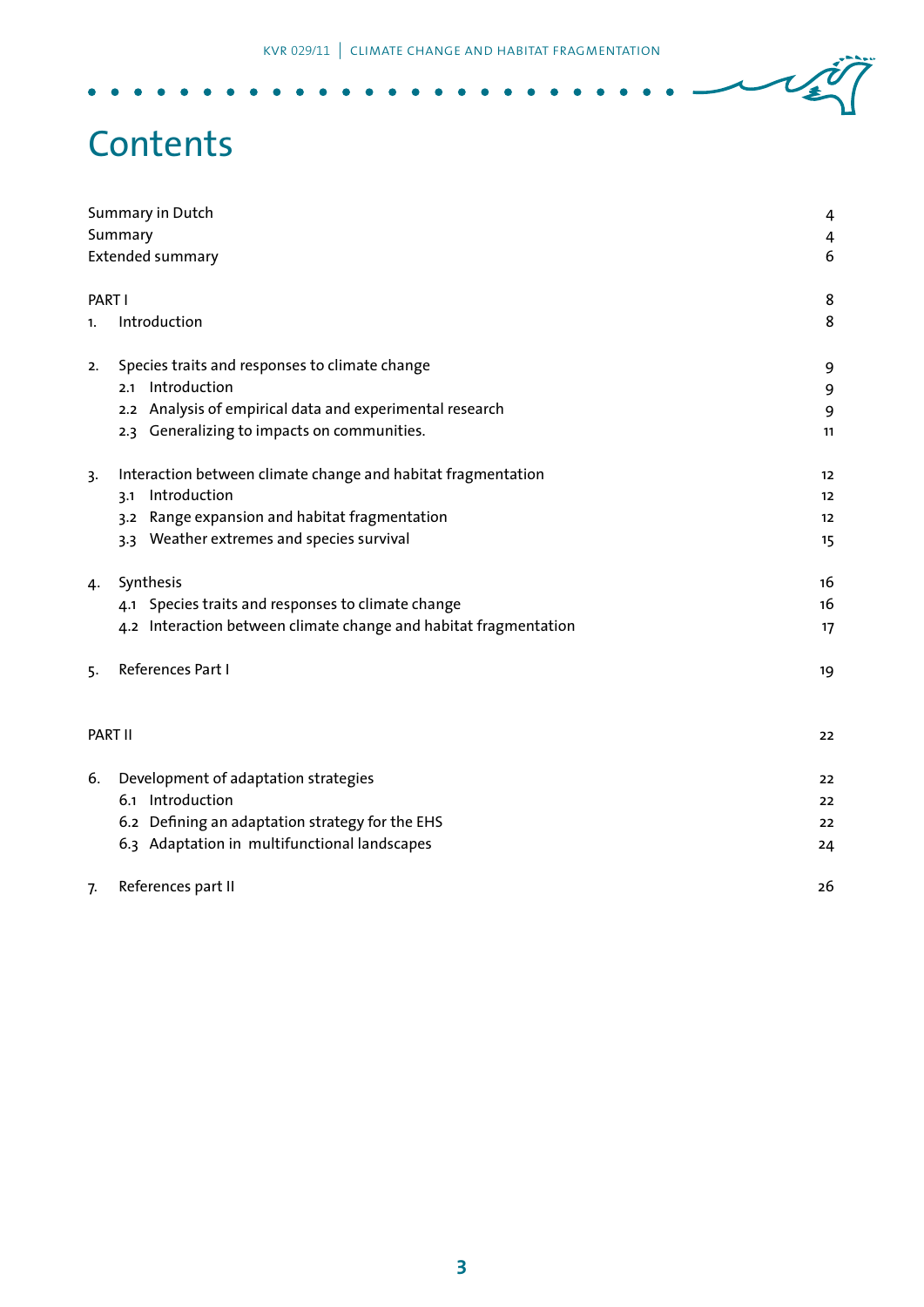# Contents

| | |
|---|---|
| Summary in Dutch | 4 |
| Summary | 4 |
| Extended summary | 6 |
| | |
| PART I | 8 |
| 1. Introduction | 8 |
| | |
| 2. Species traits and responses to climate change | 9 |
| 2.1 Introduction | 9 |
| 2.2 Analysis of empirical data and experimental research | 9 |
| 2.3 Generalizing to impacts on communities. | 11 |
| | |
| 3. Interaction between climate change and habitat fragmentation | 12 |
| 3.1 Introduction | 12 |
| 3.2 Range expansion and habitat fragmentation | 12 |
| 3.3 Weather extremes and species survival | 15 |
| | |
| 4. Synthesis | 16 |
| 4.1 Species traits and responses to climate change | 16 |
| 4.2 Interaction between climate change and habitat fragmentation | 17 |
| | |
| 5. References Part I | 19 |
| | |
| PART II | 22 |
| | |
| 6. Development of adaptation strategies | 22 |
| 6.1 Introduction | 22 |
| 6.2 Defining an adaptation strategy for the EHS | 22 |
| 6.3 Adaptation in multifunctional landscapes | 24 |
| | |
| 7. References part II | 26 |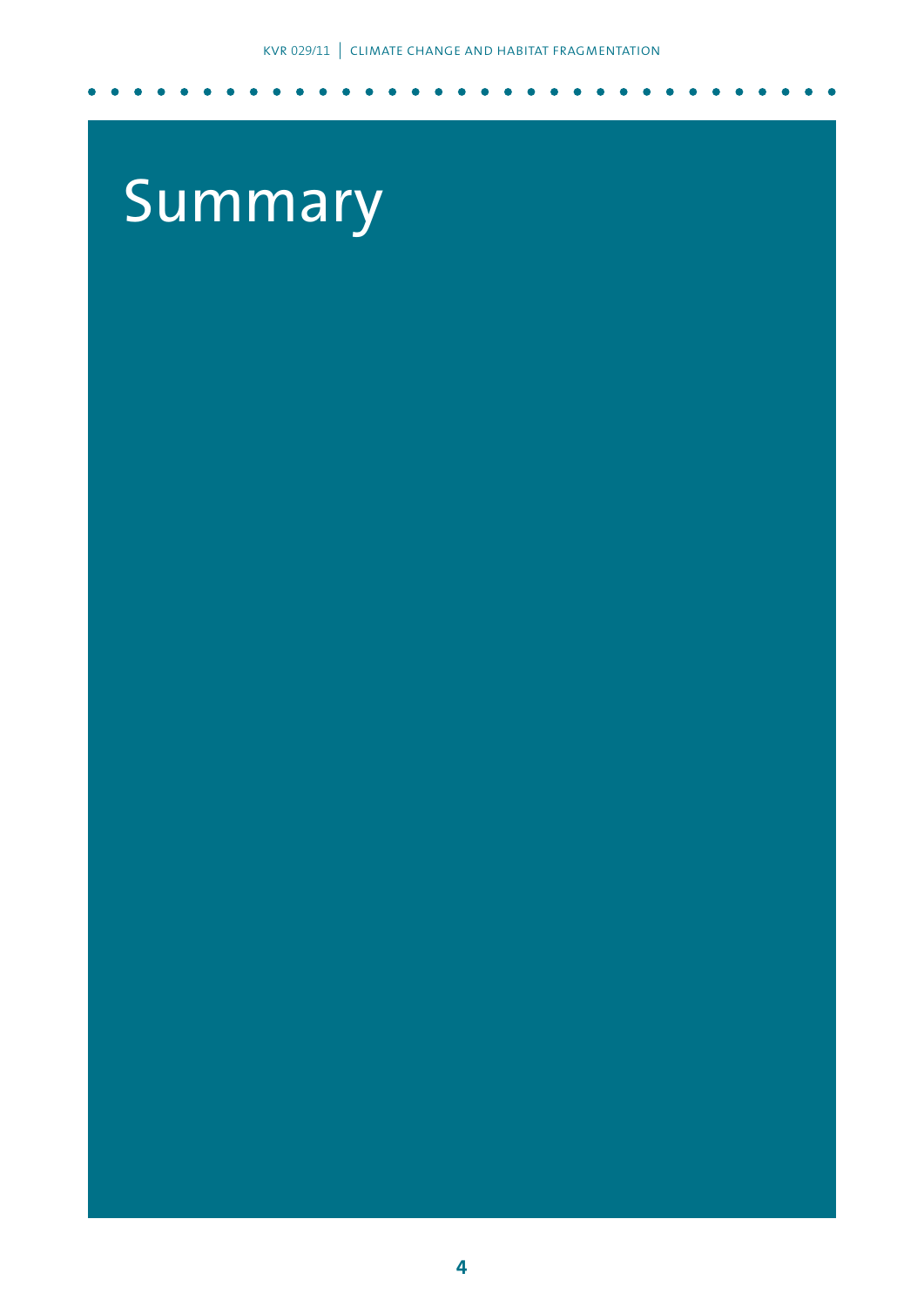# Summary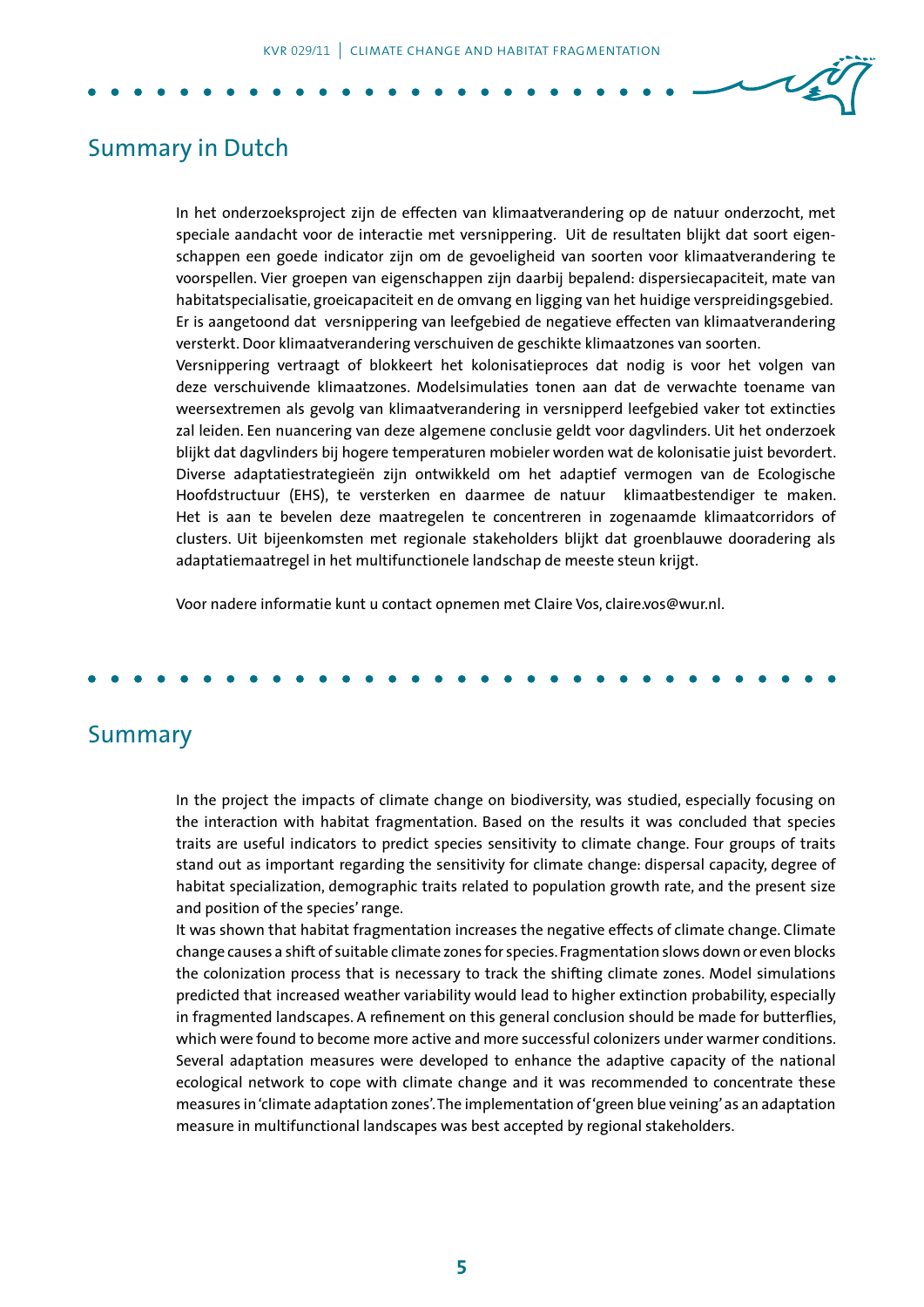## Summary in Dutch

In het onderzoeksproject zijn de effecten van klimaatverandering op de natuur onderzocht, met speciale aandacht voor de interactie met versnippering. Uit de resultaten blijkt dat soort eigenschappen een goede indicator zijn om de gevoeligheid van soorten voor klimaatverandering te voorspellen. Vier groepen van eigenschappen zijn daarbij bepalend: dispersiecapaciteit, mate van habitatspecialisatie, groeicapaciteit en de omvang en ligging van het huidige verspreidingsgebied. Er is aangetoond dat versnippering van leefgebied de negatieve effecten van klimaatverandering versterkt. Door klimaatverandering verschuiven de geschikte klimaatzones van soorten.
Versnippering vertraagt of blokkeert het kolonisatieproces dat nodig is voor het volgen van deze verschuivende klimaatzones. Modelsimulaties tonen aan dat de verwachte toename van weersextremen als gevolg van klimaatverandering in versnipperd leefgebied vaker tot extincties zal leiden. Een nuancering van deze algemene conclusie geldt voor dagvlinders. Uit het onderzoek blijkt dat dagvlinders bij hogere temperaturen mobieler worden wat de kolonisatie juist bevordert. Diverse adaptatiestrategieën zijn ontwikkeld om het adaptief vermogen van de Ecologische Hoofdstructuur (EHS), te versterken en daarmee de natuur klimaatbestendiger te maken. Het is aan te bevelen deze maatregelen te concentreren in zogenaamde klimaatcorridors of clusters. Uit bijeenkomsten met regionale stakeholders blijkt dat groenblauwe dooradering als adaptatiemaatregel in het multifunctionele landschap de meeste steun krijgt.

Voor nadere informatie kunt u contact opnemen met Claire Vos, claire.vos@wur.nl.

## Summary

In the project the impacts of climate change on biodiversity, was studied, especially focusing on the interaction with habitat fragmentation. Based on the results it was concluded that species traits are useful indicators to predict species sensitivity to climate change. Four groups of traits stand out as important regarding the sensitivity for climate change: dispersal capacity, degree of habitat specialization, demographic traits related to population growth rate, and the present size and position of the species' range.
It was shown that habitat fragmentation increases the negative effects of climate change. Climate change causes a shift of suitable climate zones for species. Fragmentation slows down or even blocks the colonization process that is necessary to track the shifting climate zones. Model simulations predicted that increased weather variability would lead to higher extinction probability, especially in fragmented landscapes. A refinement on this general conclusion should be made for butterflies, which were found to become more active and more successful colonizers under warmer conditions. Several adaptation measures were developed to enhance the adaptive capacity of the national ecological network to cope with climate change and it was recommended to concentrate these measures in 'climate adaptation zones'. The implementation of 'green blue veining' as an adaptation measure in multifunctional landscapes was best accepted by regional stakeholders.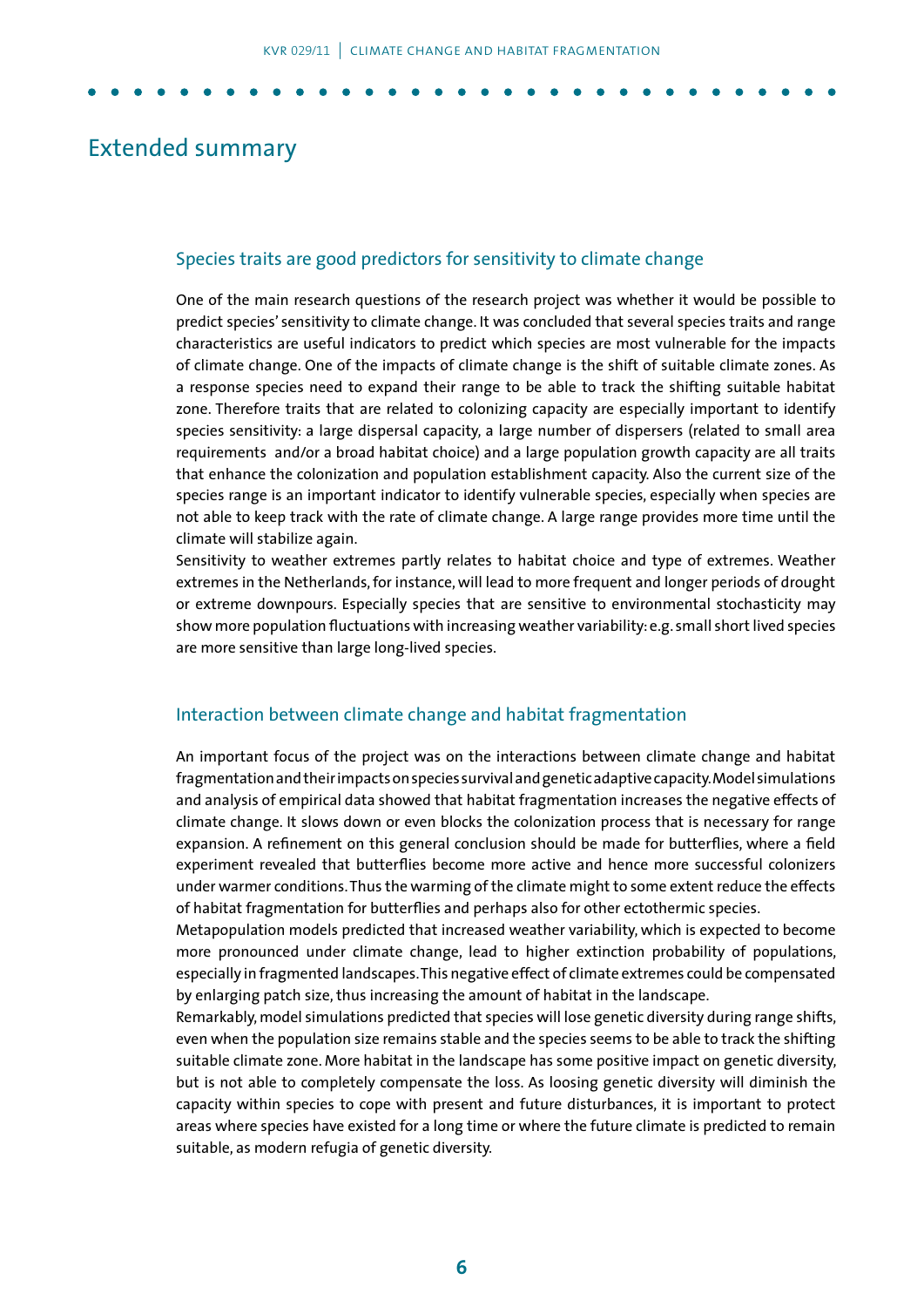# Extended summary

## Species traits are good predictors for sensitivity to climate change

One of the main research questions of the research project was whether it would be possible to predict species' sensitivity to climate change. It was concluded that several species traits and range characteristics are useful indicators to predict which species are most vulnerable for the impacts of climate change. One of the impacts of climate change is the shift of suitable climate zones. As a response species need to expand their range to be able to track the shifting suitable habitat zone. Therefore traits that are related to colonizing capacity are especially important to identify species sensitivity: a large dispersal capacity, a large number of dispersers (related to small area requirements and/or a broad habitat choice) and a large population growth capacity are all traits that enhance the colonization and population establishment capacity. Also the current size of the species range is an important indicator to identify vulnerable species, especially when species are not able to keep track with the rate of climate change. A large range provides more time until the climate will stabilize again.

Sensitivity to weather extremes partly relates to habitat choice and type of extremes. Weather extremes in the Netherlands, for instance, will lead to more frequent and longer periods of drought or extreme downpours. Especially species that are sensitive to environmental stochasticity may show more population fluctuations with increasing weather variability: e.g. small short lived species are more sensitive than large long-lived species.

## Interaction between climate change and habitat fragmentation

An important focus of the project was on the interactions between climate change and habitat fragmentation and their impacts on species survival and genetic adaptive capacity. Model simulations and analysis of empirical data showed that habitat fragmentation increases the negative effects of climate change. It slows down or even blocks the colonization process that is necessary for range expansion. A refinement on this general conclusion should be made for butterflies, where a field experiment revealed that butterflies become more active and hence more successful colonizers under warmer conditions. Thus the warming of the climate might to some extent reduce the effects of habitat fragmentation for butterflies and perhaps also for other ectothermic species.

Metapopulation models predicted that increased weather variability, which is expected to become more pronounced under climate change, lead to higher extinction probability of populations, especially in fragmented landscapes. This negative effect of climate extremes could be compensated by enlarging patch size, thus increasing the amount of habitat in the landscape.

Remarkably, model simulations predicted that species will lose genetic diversity during range shifts, even when the population size remains stable and the species seems to be able to track the shifting suitable climate zone. More habitat in the landscape has some positive impact on genetic diversity, but is not able to completely compensate the loss. As loosing genetic diversity will diminish the capacity within species to cope with present and future disturbances, it is important to protect areas where species have existed for a long time or where the future climate is predicted to remain suitable, as modern refugia of genetic diversity.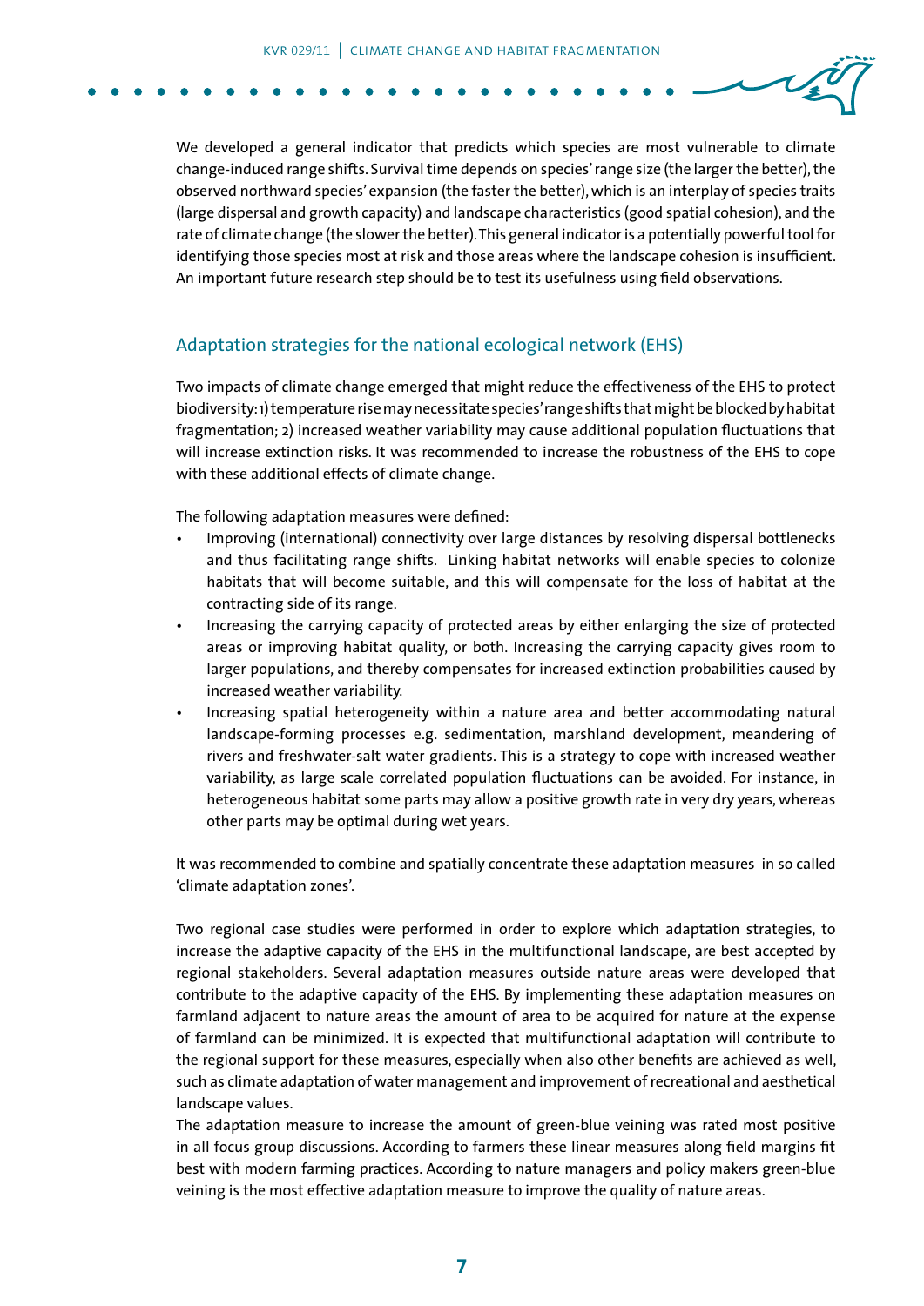We developed a general indicator that predicts which species are most vulnerable to climate change-induced range shifts. Survival time depends on species' range size (the larger the better), the observed northward species' expansion (the faster the better), which is an interplay of species traits (large dispersal and growth capacity) and landscape characteristics (good spatial cohesion), and the rate of climate change (the slower the better). This general indicator is a potentially powerful tool for identifying those species most at risk and those areas where the landscape cohesion is insufficient. An important future research step should be to test its usefulness using field observations.

## Adaptation strategies for the national ecological network (EHS)

Two impacts of climate change emerged that might reduce the effectiveness of the EHS to protect biodiversity: 1) temperature rise may necessitate species' range shifts that might be blocked by habitat fragmentation; 2) increased weather variability may cause additional population fluctuations that will increase extinction risks. It was recommended to increase the robustness of the EHS to cope with these additional effects of climate change.

The following adaptation measures were defined:

- Improving (international) connectivity over large distances by resolving dispersal bottlenecks and thus facilitating range shifts. Linking habitat networks will enable species to colonize habitats that will become suitable, and this will compensate for the loss of habitat at the contracting side of its range.
- Increasing the carrying capacity of protected areas by either enlarging the size of protected areas or improving habitat quality, or both. Increasing the carrying capacity gives room to larger populations, and thereby compensates for increased extinction probabilities caused by increased weather variability.
- Increasing spatial heterogeneity within a nature area and better accommodating natural landscape-forming processes e.g. sedimentation, marshland development, meandering of rivers and freshwater-salt water gradients. This is a strategy to cope with increased weather variability, as large scale correlated population fluctuations can be avoided. For instance, in heterogeneous habitat some parts may allow a positive growth rate in very dry years, whereas other parts may be optimal during wet years.

It was recommended to combine and spatially concentrate these adaptation measures in so called 'climate adaptation zones'.

Two regional case studies were performed in order to explore which adaptation strategies, to increase the adaptive capacity of the EHS in the multifunctional landscape, are best accepted by regional stakeholders. Several adaptation measures outside nature areas were developed that contribute to the adaptive capacity of the EHS. By implementing these adaptation measures on farmland adjacent to nature areas the amount of area to be acquired for nature at the expense of farmland can be minimized. It is expected that multifunctional adaptation will contribute to the regional support for these measures, especially when also other benefits are achieved as well, such as climate adaptation of water management and improvement of recreational and aesthetical landscape values.

The adaptation measure to increase the amount of green-blue veining was rated most positive in all focus group discussions. According to farmers these linear measures along field margins fit best with modern farming practices. According to nature managers and policy makers green-blue veining is the most effective adaptation measure to improve the quality of nature areas.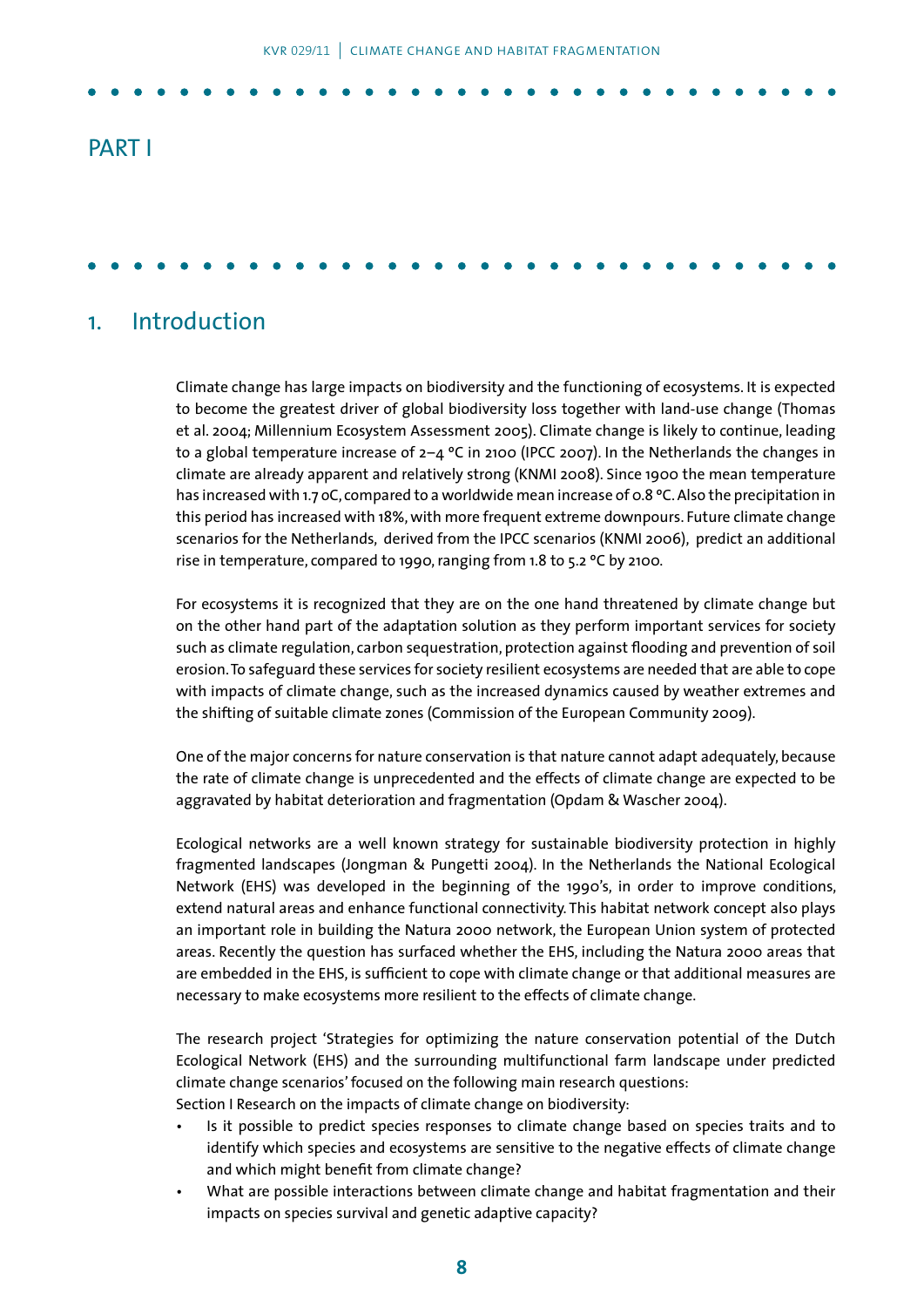# PART I

## 1. Introduction

Climate change has large impacts on biodiversity and the functioning of ecosystems. It is expected to become the greatest driver of global biodiversity loss together with land-use change (Thomas et al. 2004; Millennium Ecosystem Assessment 2005). Climate change is likely to continue, leading to a global temperature increase of 2–4 °C in 2100 (IPCC 2007). In the Netherlands the changes in climate are already apparent and relatively strong (KNMI 2008). Since 1900 the mean temperature has increased with 1.7 oC, compared to a worldwide mean increase of 0.8 °C. Also the precipitation in this period has increased with 18%, with more frequent extreme downpours. Future climate change scenarios for the Netherlands, derived from the IPCC scenarios (KNMI 2006), predict an additional rise in temperature, compared to 1990, ranging from 1.8 to 5.2 °C by 2100.

For ecosystems it is recognized that they are on the one hand threatened by climate change but on the other hand part of the adaptation solution as they perform important services for society such as climate regulation, carbon sequestration, protection against flooding and prevention of soil erosion. To safeguard these services for society resilient ecosystems are needed that are able to cope with impacts of climate change, such as the increased dynamics caused by weather extremes and the shifting of suitable climate zones (Commission of the European Community 2009).

One of the major concerns for nature conservation is that nature cannot adapt adequately, because the rate of climate change is unprecedented and the effects of climate change are expected to be aggravated by habitat deterioration and fragmentation (Opdam & Wascher 2004).

Ecological networks are a well known strategy for sustainable biodiversity protection in highly fragmented landscapes (Jongman & Pungetti 2004). In the Netherlands the National Ecological Network (EHS) was developed in the beginning of the 1990's, in order to improve conditions, extend natural areas and enhance functional connectivity. This habitat network concept also plays an important role in building the Natura 2000 network, the European Union system of protected areas. Recently the question has surfaced whether the EHS, including the Natura 2000 areas that are embedded in the EHS, is sufficient to cope with climate change or that additional measures are necessary to make ecosystems more resilient to the effects of climate change.

The research project 'Strategies for optimizing the nature conservation potential of the Dutch Ecological Network (EHS) and the surrounding multifunctional farm landscape under predicted climate change scenarios' focused on the following main research questions:

Section I Research on the impacts of climate change on biodiversity:

- Is it possible to predict species responses to climate change based on species traits and to identify which species and ecosystems are sensitive to the negative effects of climate change and which might benefit from climate change?
- What are possible interactions between climate change and habitat fragmentation and their impacts on species survival and genetic adaptive capacity?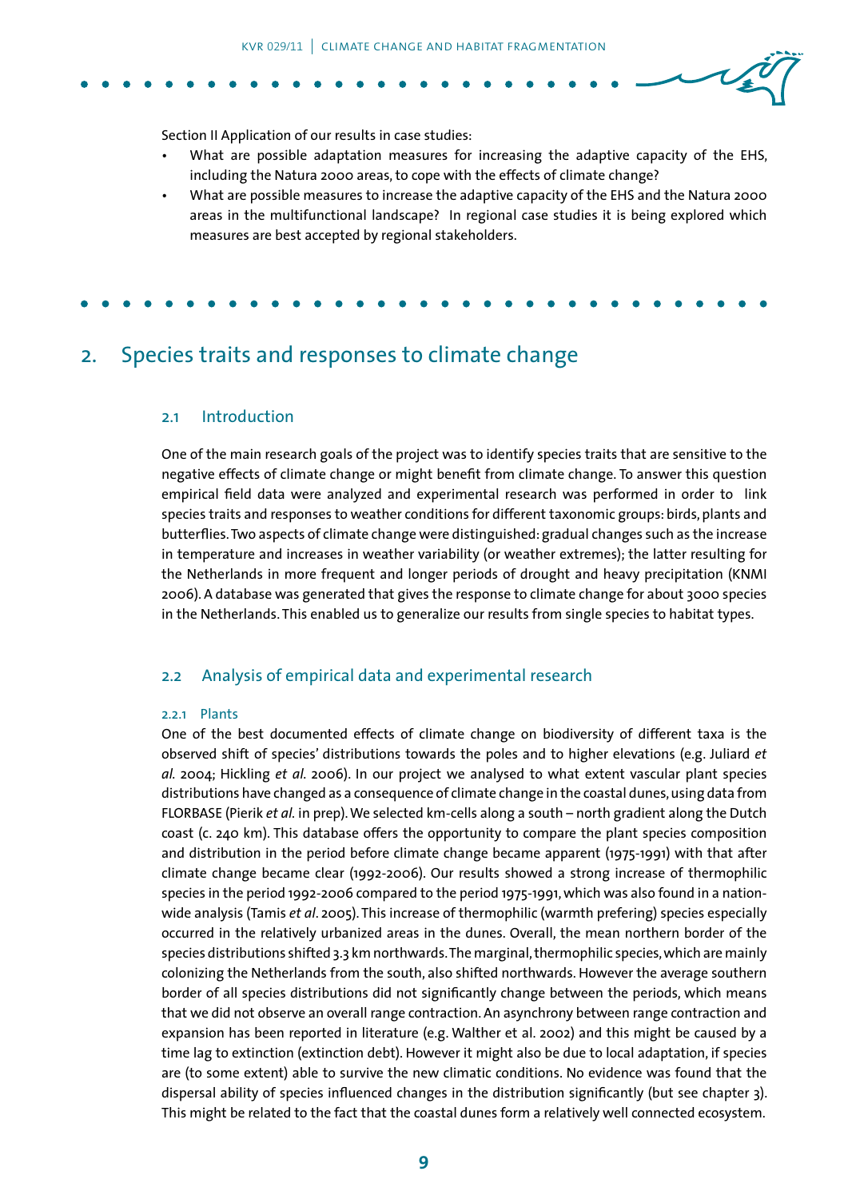Section II Application of our results in case studies:

- What are possible adaptation measures for increasing the adaptive capacity of the EHS, including the Natura 2000 areas, to cope with the effects of climate change?
- What are possible measures to increase the adaptive capacity of the EHS and the Natura 2000 areas in the multifunctional landscape? In regional case studies it is being explored which measures are best accepted by regional stakeholders.

# 2. Species traits and responses to climate change

## 2.1 Introduction

One of the main research goals of the project was to identify species traits that are sensitive to the negative effects of climate change or might benefit from climate change. To answer this question empirical field data were analyzed and experimental research was performed in order to link species traits and responses to weather conditions for different taxonomic groups: birds, plants and butterflies. Two aspects of climate change were distinguished: gradual changes such as the increase in temperature and increases in weather variability (or weather extremes); the latter resulting for the Netherlands in more frequent and longer periods of drought and heavy precipitation (KNMI 2006). A database was generated that gives the response to climate change for about 3000 species in the Netherlands. This enabled us to generalize our results from single species to habitat types.

## 2.2 Analysis of empirical data and experimental research

### 2.2.1 Plants

One of the best documented effects of climate change on biodiversity of different taxa is the observed shift of species' distributions towards the poles and to higher elevations (e.g. Juliard *et al.* 2004; Hickling *et al.* 2006). In our project we analysed to what extent vascular plant species distributions have changed as a consequence of climate change in the coastal dunes, using data from FLORBASE (Pierik *et al.* in prep). We selected km-cells along a south – north gradient along the Dutch coast (c. 240 km). This database offers the opportunity to compare the plant species composition and distribution in the period before climate change became apparent (1975-1991) with that after climate change became clear (1992-2006). Our results showed a strong increase of thermophilic species in the period 1992-2006 compared to the period 1975-1991, which was also found in a nation-wide analysis (Tamis *et al*. 2005). This increase of thermophilic (warmth prefering) species especially occurred in the relatively urbanized areas in the dunes. Overall, the mean northern border of the species distributions shifted 3.3 km northwards. The marginal, thermophilic species, which are mainly colonizing the Netherlands from the south, also shifted northwards. However the average southern border of all species distributions did not significantly change between the periods, which means that we did not observe an overall range contraction. An asynchrony between range contraction and expansion has been reported in literature (e.g. Walther et al. 2002) and this might be caused by a time lag to extinction (extinction debt). However it might also be due to local adaptation, if species are (to some extent) able to survive the new climatic conditions. No evidence was found that the dispersal ability of species influenced changes in the distribution significantly (but see chapter 3). This might be related to the fact that the coastal dunes form a relatively well connected ecosystem.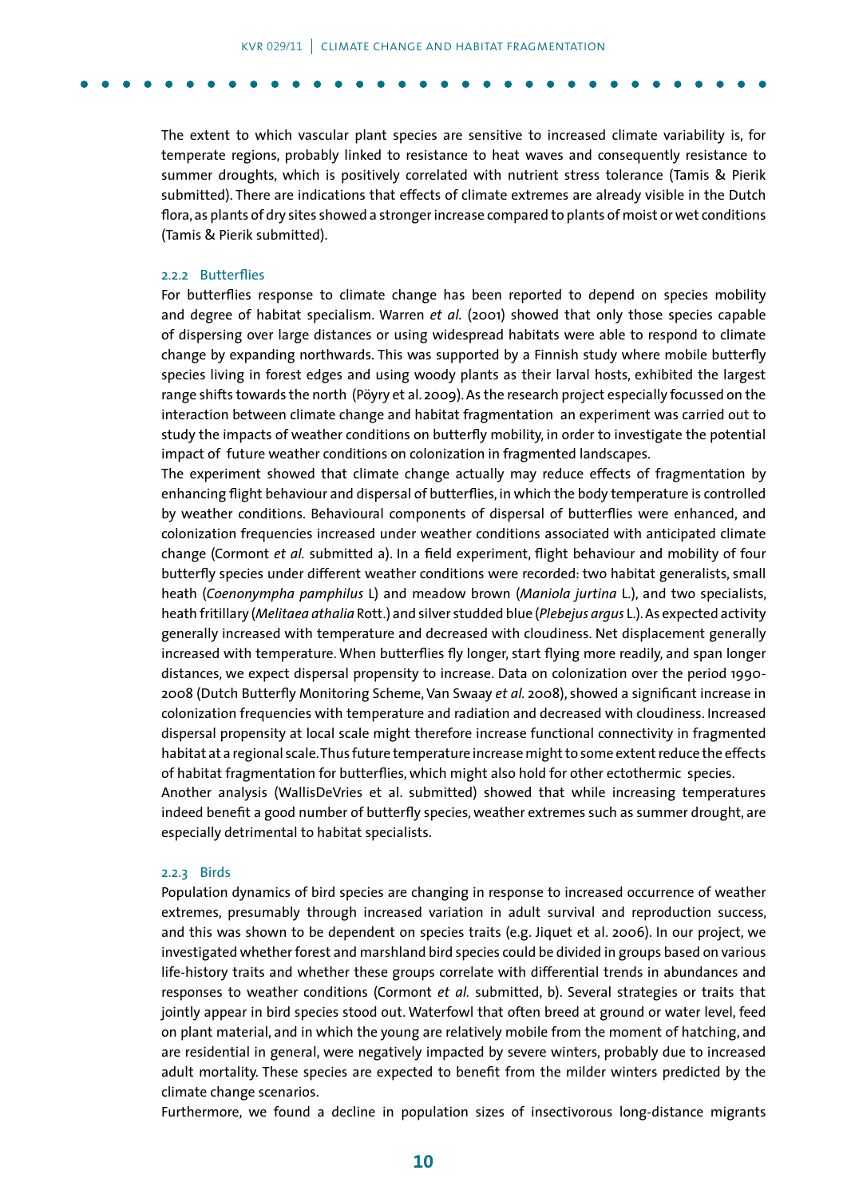The extent to which vascular plant species are sensitive to increased climate variability is, for temperate regions, probably linked to resistance to heat waves and consequently resistance to summer droughts, which is positively correlated with nutrient stress tolerance (Tamis & Pierik submitted). There are indications that effects of climate extremes are already visible in the Dutch flora, as plants of dry sites showed a stronger increase compared to plants of moist or wet conditions (Tamis & Pierik submitted).

### 2.2.2 Butterflies

For butterflies response to climate change has been reported to depend on species mobility and degree of habitat specialism. Warren *et al.* (2001) showed that only those species capable of dispersing over large distances or using widespread habitats were able to respond to climate change by expanding northwards. This was supported by a Finnish study where mobile butterfly species living in forest edges and using woody plants as their larval hosts, exhibited the largest range shifts towards the north (Pöyry et al. 2009). As the research project especially focussed on the interaction between climate change and habitat fragmentation an experiment was carried out to study the impacts of weather conditions on butterfly mobility, in order to investigate the potential impact of future weather conditions on colonization in fragmented landscapes.

The experiment showed that climate change actually may reduce effects of fragmentation by enhancing flight behaviour and dispersal of butterflies, in which the body temperature is controlled by weather conditions. Behavioural components of dispersal of butterflies were enhanced, and colonization frequencies increased under weather conditions associated with anticipated climate change (Cormont *et al.* submitted a). In a field experiment, flight behaviour and mobility of four butterfly species under different weather conditions were recorded: two habitat generalists, small heath (*Coenonympha pamphilus* L) and meadow brown (*Maniola jurtina* L.), and two specialists, heath fritillary (*Melitaea athalia* Rott.) and silver studded blue (*Plebejus argus* L.). As expected activity generally increased with temperature and decreased with cloudiness. Net displacement generally increased with temperature. When butterflies fly longer, start flying more readily, and span longer distances, we expect dispersal propensity to increase. Data on colonization over the period 1990-2008 (Dutch Butterfly Monitoring Scheme, Van Swaay *et al.* 2008), showed a significant increase in colonization frequencies with temperature and radiation and decreased with cloudiness. Increased dispersal propensity at local scale might therefore increase functional connectivity in fragmented habitat at a regional scale. Thus future temperature increase might to some extent reduce the effects of habitat fragmentation for butterflies, which might also hold for other ectothermic species.

Another analysis (WallisDeVries et al. submitted) showed that while increasing temperatures indeed benefit a good number of butterfly species, weather extremes such as summer drought, are especially detrimental to habitat specialists.

### 2.2.3 Birds

Population dynamics of bird species are changing in response to increased occurrence of weather extremes, presumably through increased variation in adult survival and reproduction success, and this was shown to be dependent on species traits (e.g. Jiquet et al. 2006). In our project, we investigated whether forest and marshland bird species could be divided in groups based on various life-history traits and whether these groups correlate with differential trends in abundances and responses to weather conditions (Cormont *et al.* submitted, b). Several strategies or traits that jointly appear in bird species stood out. Waterfowl that often breed at ground or water level, feed on plant material, and in which the young are relatively mobile from the moment of hatching, and are residential in general, were negatively impacted by severe winters, probably due to increased adult mortality. These species are expected to benefit from the milder winters predicted by the climate change scenarios.

Furthermore, we found a decline in population sizes of insectivorous long-distance migrants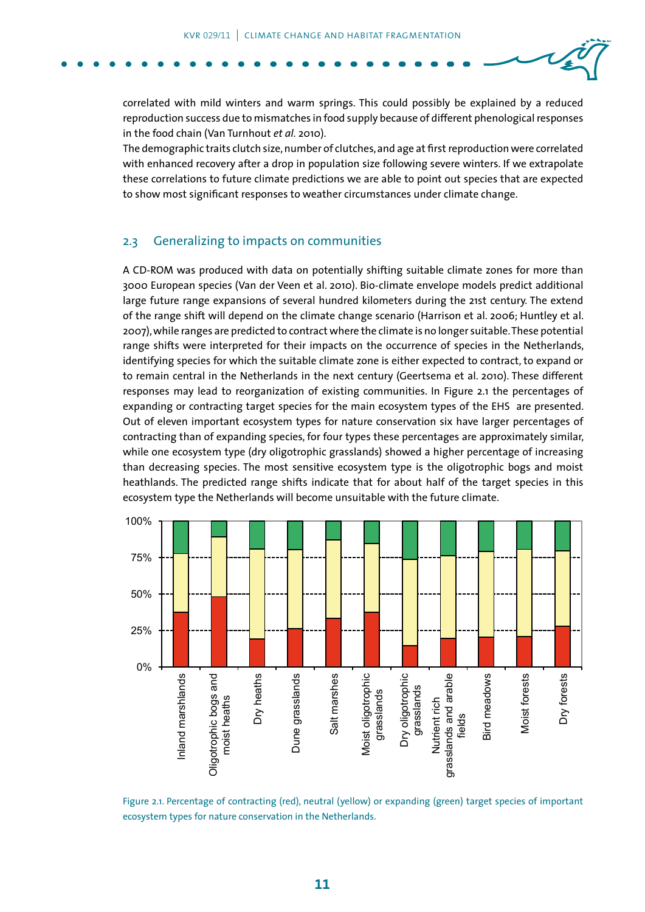correlated with mild winters and warm springs. This could possibly be explained by a reduced reproduction success due to mismatches in food supply because of different phenological responses in the food chain (Van Turnhout *et al.* 2010).
The demographic traits clutch size, number of clutches, and age at first reproduction were correlated with enhanced recovery after a drop in population size following severe winters. If we extrapolate these correlations to future climate predictions we are able to point out species that are expected to show most significant responses to weather circumstances under climate change.

## 2.3 Generalizing to impacts on communities

A CD-ROM was produced with data on potentially shifting suitable climate zones for more than 3000 European species (Van der Veen et al. 2010). Bio-climate envelope models predict additional large future range expansions of several hundred kilometers during the 21st century. The extend of the range shift will depend on the climate change scenario (Harrison et al. 2006; Huntley et al. 2007), while ranges are predicted to contract where the climate is no longer suitable. These potential range shifts were interpreted for their impacts on the occurrence of species in the Netherlands, identifying species for which the suitable climate zone is either expected to contract, to expand or to remain central in the Netherlands in the next century (Geertsema et al. 2010). These different responses may lead to reorganization of existing communities. In Figure 2.1 the percentages of expanding or contracting target species for the main ecosystem types of the EHS are presented. Out of eleven important ecosystem types for nature conservation six have larger percentages of contracting than of expanding species, for four types these percentages are approximately similar, while one ecosystem type (dry oligotrophic grasslands) showed a higher percentage of increasing than decreasing species. The most sensitive ecosystem type is the oligotrophic bogs and moist heathlands. The predicted range shifts indicate that for about half of the target species in this ecosystem type the Netherlands will become unsuitable with the future climate.

Figure 2.1. Percentage of contracting (red), neutral (yellow) or expanding (green) target species of important ecosystem types for nature conservation in the Netherlands.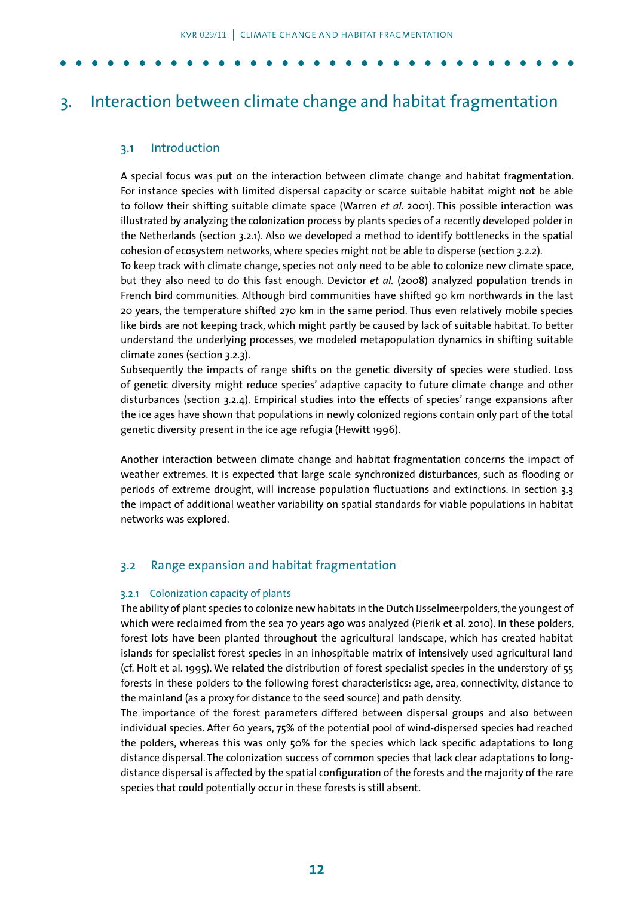# 3. Interaction between climate change and habitat fragmentation

## 3.1 Introduction

A special focus was put on the interaction between climate change and habitat fragmentation. For instance species with limited dispersal capacity or scarce suitable habitat might not be able to follow their shifting suitable climate space (Warren *et al.* 2001). This possible interaction was illustrated by analyzing the colonization process by plants species of a recently developed polder in the Netherlands (section 3.2.1). Also we developed a method to identify bottlenecks in the spatial cohesion of ecosystem networks, where species might not be able to disperse (section 3.2.2).

To keep track with climate change, species not only need to be able to colonize new climate space, but they also need to do this fast enough. Devictor *et al.* (2008) analyzed population trends in French bird communities. Although bird communities have shifted 90 km northwards in the last 20 years, the temperature shifted 270 km in the same period. Thus even relatively mobile species like birds are not keeping track, which might partly be caused by lack of suitable habitat. To better understand the underlying processes, we modeled metapopulation dynamics in shifting suitable climate zones (section 3.2.3).

Subsequently the impacts of range shifts on the genetic diversity of species were studied. Loss of genetic diversity might reduce species' adaptive capacity to future climate change and other disturbances (section 3.2.4). Empirical studies into the effects of species' range expansions after the ice ages have shown that populations in newly colonized regions contain only part of the total genetic diversity present in the ice age refugia (Hewitt 1996).

Another interaction between climate change and habitat fragmentation concerns the impact of weather extremes. It is expected that large scale synchronized disturbances, such as flooding or periods of extreme drought, will increase population fluctuations and extinctions. In section 3.3 the impact of additional weather variability on spatial standards for viable populations in habitat networks was explored.

## 3.2 Range expansion and habitat fragmentation

### 3.2.1 Colonization capacity of plants

The ability of plant species to colonize new habitats in the Dutch IJsselmeerpolders, the youngest of which were reclaimed from the sea 70 years ago was analyzed (Pierik et al. 2010). In these polders, forest lots have been planted throughout the agricultural landscape, which has created habitat islands for specialist forest species in an inhospitable matrix of intensively used agricultural land (cf. Holt et al. 1995). We related the distribution of forest specialist species in the understory of 55 forests in these polders to the following forest characteristics: age, area, connectivity, distance to the mainland (as a proxy for distance to the seed source) and path density.

The importance of the forest parameters differed between dispersal groups and also between individual species. After 60 years, 75% of the potential pool of wind-dispersed species had reached the polders, whereas this was only 50% for the species which lack specific adaptations to long distance dispersal. The colonization success of common species that lack clear adaptations to long-distance dispersal is affected by the spatial configuration of the forests and the majority of the rare species that could potentially occur in these forests is still absent.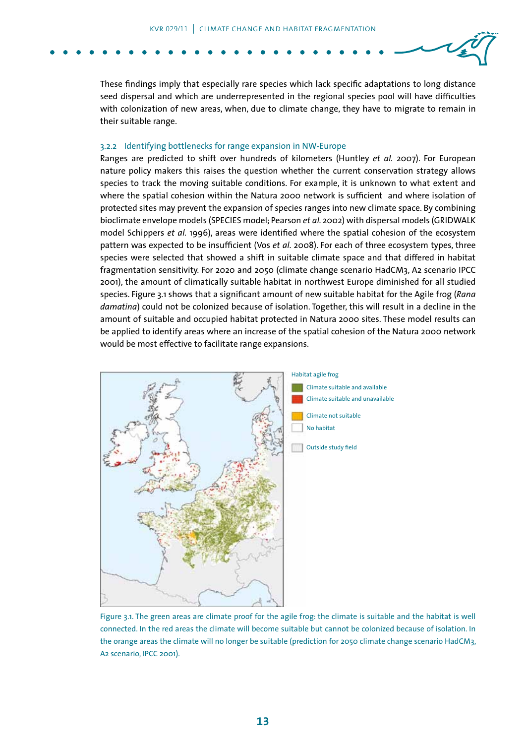These findings imply that especially rare species which lack specific adaptations to long distance seed dispersal and which are underrepresented in the regional species pool will have difficulties with colonization of new areas, when, due to climate change, they have to migrate to remain in their suitable range.

### 3.2.2 Identifying bottlenecks for range expansion in NW-Europe

Ranges are predicted to shift over hundreds of kilometers (Huntley *et al.* 2007). For European nature policy makers this raises the question whether the current conservation strategy allows species to track the moving suitable conditions. For example, it is unknown to what extent and where the spatial cohesion within the Natura 2000 network is sufficient and where isolation of protected sites may prevent the expansion of species ranges into new climate space. By combining bioclimate envelope models (SPECIES model; Pearson *et al.* 2002) with dispersal models (GRIDWALK model Schippers *et al.* 1996), areas were identified where the spatial cohesion of the ecosystem pattern was expected to be insufficient (Vos *et al.* 2008). For each of three ecosystem types, three species were selected that showed a shift in suitable climate space and that differed in habitat fragmentation sensitivity. For 2020 and 2050 (climate change scenario HadCM3, A2 scenario IPCC 2001), the amount of climatically suitable habitat in northwest Europe diminished for all studied species. Figure 3.1 shows that a significant amount of new suitable habitat for the Agile frog (*Rana damatina*) could not be colonized because of isolation. Together, this will result in a decline in the amount of suitable and occupied habitat protected in Natura 2000 sites. These model results can be applied to identify areas where an increase of the spatial cohesion of the Natura 2000 network would be most effective to facilitate range expansions.

Habitat agile frog

- Climate suitable and available
- Climate suitable and unavailable
- Climate not suitable
- No habitat
- Outside study field

Figure 3.1. The green areas are climate proof for the agile frog: the climate is suitable and the habitat is well connected. In the red areas the climate will become suitable but cannot be colonized because of isolation. In the orange areas the climate will no longer be suitable (prediction for 2050 climate change scenario HadCM3, A2 scenario, IPCC 2001).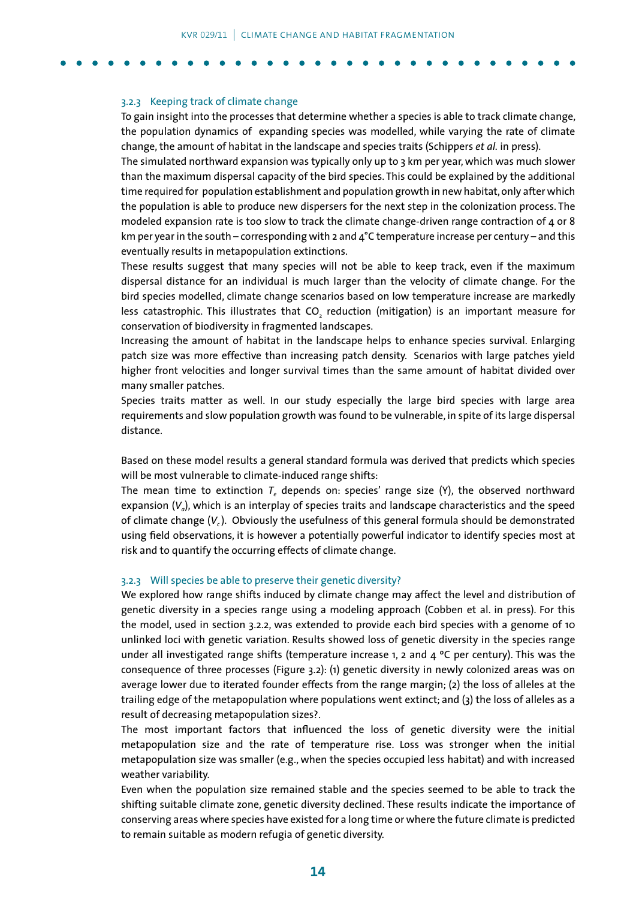### 3.2.3 Keeping track of climate change

To gain insight into the processes that determine whether a species is able to track climate change, the population dynamics of expanding species was modelled, while varying the rate of climate change, the amount of habitat in the landscape and species traits (Schippers *et al.* in press).

The simulated northward expansion was typically only up to 3 km per year, which was much slower than the maximum dispersal capacity of the bird species. This could be explained by the additional time required for population establishment and population growth in new habitat, only after which the population is able to produce new dispersers for the next step in the colonization process. The modeled expansion rate is too slow to track the climate change-driven range contraction of 4 or 8 km per year in the south – corresponding with 2 and 4°C temperature increase per century – and this eventually results in metapopulation extinctions.

These results suggest that many species will not be able to keep track, even if the maximum dispersal distance for an individual is much larger than the velocity of climate change. For the bird species modelled, climate change scenarios based on low temperature increase are markedly less catastrophic. This illustrates that $CO_2$ reduction (mitigation) is an important measure for conservation of biodiversity in fragmented landscapes.

Increasing the amount of habitat in the landscape helps to enhance species survival. Enlarging patch size was more effective than increasing patch density. Scenarios with large patches yield higher front velocities and longer survival times than the same amount of habitat divided over many smaller patches.

Species traits matter as well. In our study especially the large bird species with large area requirements and slow population growth was found to be vulnerable, in spite of its large dispersal distance.

Based on these model results a general standard formula was derived that predicts which species will be most vulnerable to climate-induced range shifts:

The mean time to extinction $T_e$ depends on: species' range size (Y), the observed northward expansion ($V_a$), which is an interplay of species traits and landscape characteristics and the speed of climate change ($V_c$). Obviously the usefulness of this general formula should be demonstrated using field observations, it is however a potentially powerful indicator to identify species most at risk and to quantify the occurring effects of climate change.

### 3.2.3 Will species be able to preserve their genetic diversity?

We explored how range shifts induced by climate change may affect the level and distribution of genetic diversity in a species range using a modeling approach (Cobben et al. in press). For this the model, used in section 3.2.2, was extended to provide each bird species with a genome of 10 unlinked loci with genetic variation. Results showed loss of genetic diversity in the species range under all investigated range shifts (temperature increase 1, 2 and 4 °C per century). This was the consequence of three processes (Figure 3.2): (1) genetic diversity in newly colonized areas was on average lower due to iterated founder effects from the range margin; (2) the loss of alleles at the trailing edge of the metapopulation where populations went extinct; and (3) the loss of alleles as a result of decreasing metapopulation sizes?.

The most important factors that influenced the loss of genetic diversity were the initial metapopulation size and the rate of temperature rise. Loss was stronger when the initial metapopulation size was smaller (e.g., when the species occupied less habitat) and with increased weather variability.

Even when the population size remained stable and the species seemed to be able to track the shifting suitable climate zone, genetic diversity declined. These results indicate the importance of conserving areas where species have existed for a long time or where the future climate is predicted to remain suitable as modern refugia of genetic diversity.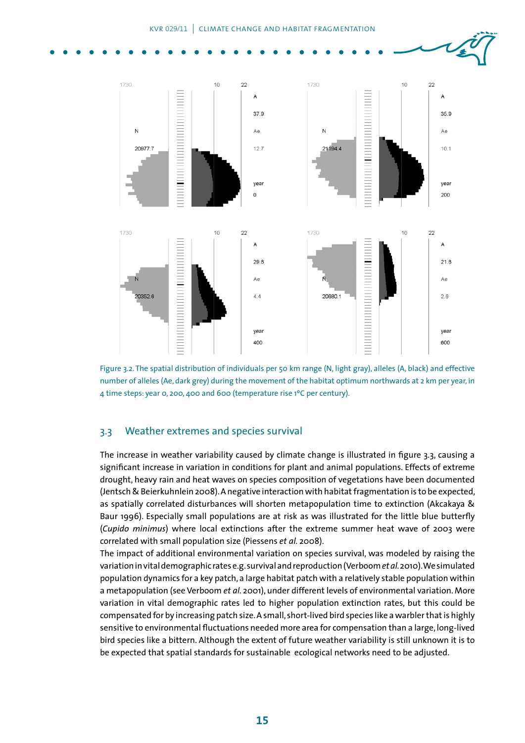Figure 3.2. The spatial distribution of individuals per 50 km range (N, light gray), alleles (A, black) and effective number of alleles (Ae, dark grey) during the movement of the habitat optimum northwards at 2 km per year, in 4 time steps: year 0, 200, 400 and 600 (temperature rise 1°C per century).

## 3.3 Weather extremes and species survival

The increase in weather variability caused by climate change is illustrated in figure 3.3, causing a significant increase in variation in conditions for plant and animal populations. Effects of extreme drought, heavy rain and heat waves on species composition of vegetations have been documented (Jentsch & Beierkuhnlein 2008). A negative interaction with habitat fragmentation is to be expected, as spatially correlated disturbances will shorten metapopulation time to extinction (Akcakaya & Baur 1996). Especially small populations are at risk as was illustrated for the little blue butterfly (*Cupido minimus*) where local extinctions after the extreme summer heat wave of 2003 were correlated with small population size (Piessens *et al.* 2008).

The impact of additional environmental variation on species survival, was modeled by raising the variation in vital demographic rates e.g. survival and reproduction (Verboom *et al.* 2010). We simulated population dynamics for a key patch, a large habitat patch with a relatively stable population within a metapopulation (see Verboom *et al.* 2001), under different levels of environmental variation. More variation in vital demographic rates led to higher population extinction rates, but this could be compensated for by increasing patch size. A small, short-lived bird species like a warbler that is highly sensitive to environmental fluctuations needed more area for compensation than a large, long-lived bird species like a bittern. Although the extent of future weather variability is still unknown it is to be expected that spatial standards for sustainable ecological networks need to be adjusted.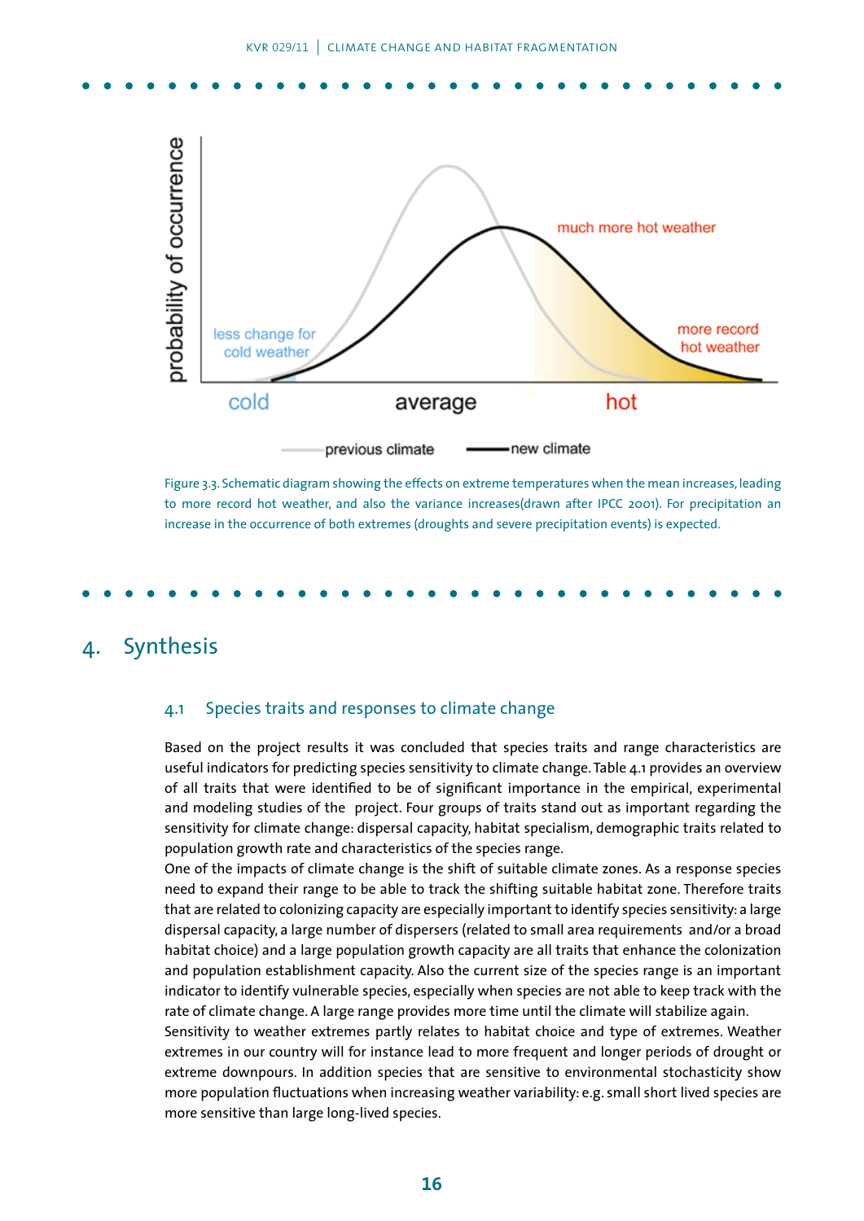Figure 3.3. Schematic diagram showing the effects on extreme temperatures when the mean increases, leading to more record hot weather, and also the variance increases(drawn after IPCC 2001). For precipitation an increase in the occurrence of both extremes (droughts and severe precipitation events) is expected.

# 4. Synthesis

## 4.1 Species traits and responses to climate change

Based on the project results it was concluded that species traits and range characteristics are useful indicators for predicting species sensitivity to climate change. Table 4.1 provides an overview of all traits that were identified to be of significant importance in the empirical, experimental and modeling studies of the project. Four groups of traits stand out as important regarding the sensitivity for climate change: dispersal capacity, habitat specialism, demographic traits related to population growth rate and characteristics of the species range.

One of the impacts of climate change is the shift of suitable climate zones. As a response species need to expand their range to be able to track the shifting suitable habitat zone. Therefore traits that are related to colonizing capacity are especially important to identify species sensitivity: a large dispersal capacity, a large number of dispersers (related to small area requirements and/or a broad habitat choice) and a large population growth capacity are all traits that enhance the colonization and population establishment capacity. Also the current size of the species range is an important indicator to identify vulnerable species, especially when species are not able to keep track with the rate of climate change. A large range provides more time until the climate will stabilize again.

Sensitivity to weather extremes partly relates to habitat choice and type of extremes. Weather extremes in our country will for instance lead to more frequent and longer periods of drought or extreme downpours. In addition species that are sensitive to environmental stochasticity show more population fluctuations when increasing weather variability: e.g. small short lived species are more sensitive than large long-lived species.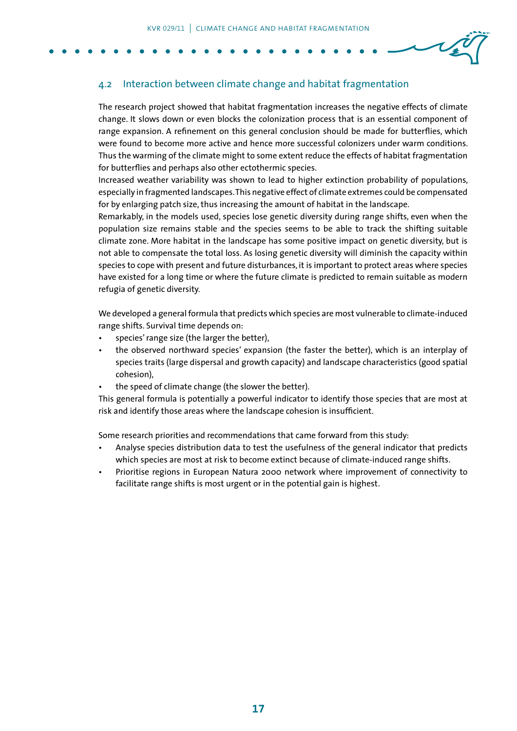## 4.2 Interaction between climate change and habitat fragmentation

The research project showed that habitat fragmentation increases the negative effects of climate change. It slows down or even blocks the colonization process that is an essential component of range expansion. A refinement on this general conclusion should be made for butterflies, which were found to become more active and hence more successful colonizers under warm conditions. Thus the warming of the climate might to some extent reduce the effects of habitat fragmentation for butterflies and perhaps also other ectothermic species.
Increased weather variability was shown to lead to higher extinction probability of populations, especially in fragmented landscapes. This negative effect of climate extremes could be compensated for by enlarging patch size, thus increasing the amount of habitat in the landscape.
Remarkably, in the models used, species lose genetic diversity during range shifts, even when the population size remains stable and the species seems to be able to track the shifting suitable climate zone. More habitat in the landscape has some positive impact on genetic diversity, but is not able to compensate the total loss. As losing genetic diversity will diminish the capacity within species to cope with present and future disturbances, it is important to protect areas where species have existed for a long time or where the future climate is predicted to remain suitable as modern refugia of genetic diversity.

We developed a general formula that predicts which species are most vulnerable to climate-induced range shifts. Survival time depends on:

- species' range size (the larger the better),
- the observed northward species' expansion (the faster the better), which is an interplay of species traits (large dispersal and growth capacity) and landscape characteristics (good spatial cohesion),
- the speed of climate change (the slower the better).

This general formula is potentially a powerful indicator to identify those species that are most at risk and identify those areas where the landscape cohesion is insufficient.

Some research priorities and recommendations that came forward from this study:

- Analyse species distribution data to test the usefulness of the general indicator that predicts which species are most at risk to become extinct because of climate-induced range shifts.
- Prioritise regions in European Natura 2000 network where improvement of connectivity to facilitate range shifts is most urgent or in the potential gain is highest.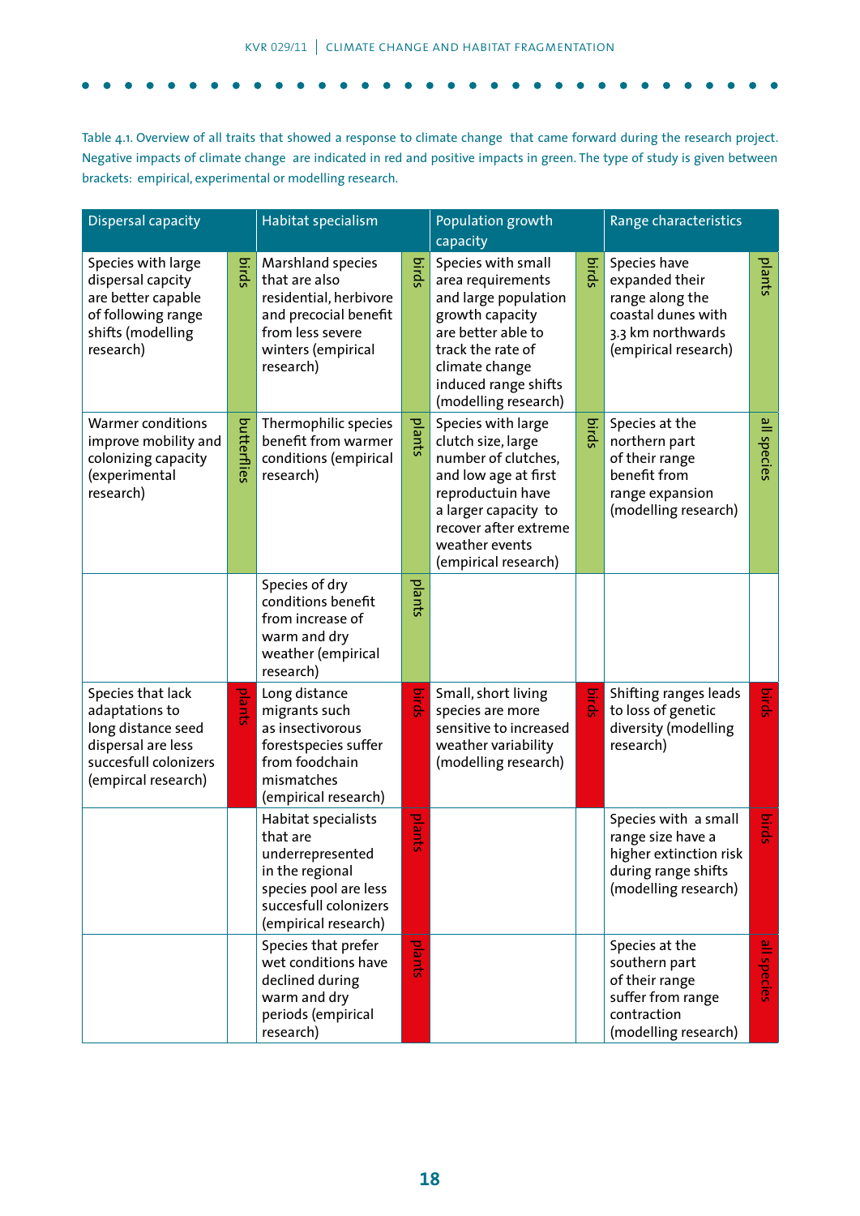Table 4.1. Overview of all traits that showed a response to climate change that came forward during the research project. Negative impacts of climate change are indicated in red and positive impacts in green. The type of study is given between brackets: empirical, experimental or modelling research.

| Dispersal capacity | | Habitat specialism | | Population growth capacity | | Range characteristics | |
|---|---|---|---|---|---|---|---|
| Species with large dispersal capcity are better capable of following range shifts (modelling research) | birds | Marshland species that are also residential, herbivore and precocial benefit from less severe winters (empirical research) | birds | Species with small area requirements and large population growth capacity are better able to track the rate of climate change induced range shifts (modelling research) | birds | Species have expanded their range along the coastal dunes with 3.3 km northwards (empirical research) | plants |
| Warmer conditions improve mobility and colonizing capacity (experimental research) | butterflies | Thermophilic species benefit from warmer conditions (empirical research) | plants | Species with large clutch size, large number of clutches, and low age at first reproductuin have a larger capacity to recover after extreme weather events (empirical research) | birds | Species at the northern part of their range benefit from range expansion (modelling research) | all species |
| | | Species of dry conditions benefit from increase of warm and dry weather (empirical research) | plants | | | | |
| Species that lack adaptations to long distance seed dispersal are less succesfull colonizers (empircal research) | plants | Long distance migrants such as insectivorous forestspecies suffer from foodchain mismatches (empirical research) | birds | Small, short living species are more sensitive to increased weather variability (modelling research) | birds | Shifting ranges leads to loss of genetic diversity (modelling research) | birds |
| | | Habitat specialists that are underrepresented in the regional species pool are less succesfull colonizers (empirical research) | plants | | | Species with a small range size have a higher extinction risk during range shifts (modelling research) | birds |
| | | Species that prefer wet conditions have declined during warm and dry periods (empirical research) | plants | | | Species at the southern part of their range suffer from range contraction (modelling research) | all species |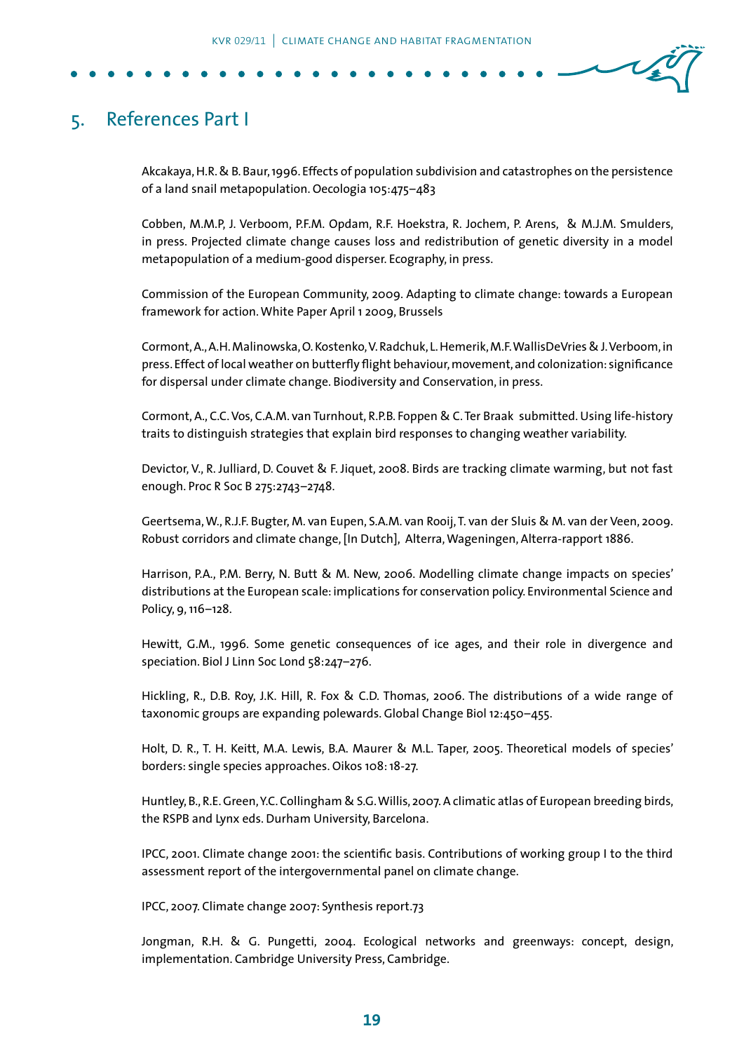## 5. References Part I

Akcakaya, H.R. & B. Baur, 1996. Effects of population subdivision and catastrophes on the persistence of a land snail metapopulation. Oecologia 105:475–483

Cobben, M.M.P, J. Verboom, P.F.M. Opdam, R.F. Hoekstra, R. Jochem, P. Arens, & M.J.M. Smulders, in press. Projected climate change causes loss and redistribution of genetic diversity in a model metapopulation of a medium-good disperser. Ecography, in press.

Commission of the European Community, 2009. Adapting to climate change: towards a European framework for action. White Paper April 1 2009, Brussels

Cormont, A., A.H. Malinowska, O. Kostenko, V. Radchuk, L. Hemerik, M.F. WallisDeVries & J. Verboom, in press. Effect of local weather on butterfly flight behaviour, movement, and colonization: significance for dispersal under climate change. Biodiversity and Conservation, in press.

Cormont, A., C.C. Vos, C.A.M. van Turnhout, R.P.B. Foppen & C. Ter Braak submitted. Using life-history traits to distinguish strategies that explain bird responses to changing weather variability.

Devictor, V., R. Julliard, D. Couvet & F. Jiquet, 2008. Birds are tracking climate warming, but not fast enough. Proc R Soc B 275:2743–2748.

Geertsema, W., R.J.F. Bugter, M. van Eupen, S.A.M. van Rooij, T. van der Sluis & M. van der Veen, 2009. Robust corridors and climate change, [In Dutch], Alterra, Wageningen, Alterra-rapport 1886.

Harrison, P.A., P.M. Berry, N. Butt & M. New, 2006. Modelling climate change impacts on species' distributions at the European scale: implications for conservation policy. Environmental Science and Policy, 9, 116–128.

Hewitt, G.M., 1996. Some genetic consequences of ice ages, and their role in divergence and speciation. Biol J Linn Soc Lond 58:247–276.

Hickling, R., D.B. Roy, J.K. Hill, R. Fox & C.D. Thomas, 2006. The distributions of a wide range of taxonomic groups are expanding polewards. Global Change Biol 12:450–455.

Holt, D. R., T. H. Keitt, M.A. Lewis, B.A. Maurer & M.L. Taper, 2005. Theoretical models of species' borders: single species approaches. Oikos 108: 18-27.

Huntley, B., R.E. Green, Y.C. Collingham & S.G. Willis, 2007. A climatic atlas of European breeding birds, the RSPB and Lynx eds. Durham University, Barcelona.

IPCC, 2001. Climate change 2001: the scientific basis. Contributions of working group I to the third assessment report of the intergovernmental panel on climate change.

IPCC, 2007. Climate change 2007: Synthesis report.73

Jongman, R.H. & G. Pungetti, 2004. Ecological networks and greenways: concept, design, implementation. Cambridge University Press, Cambridge.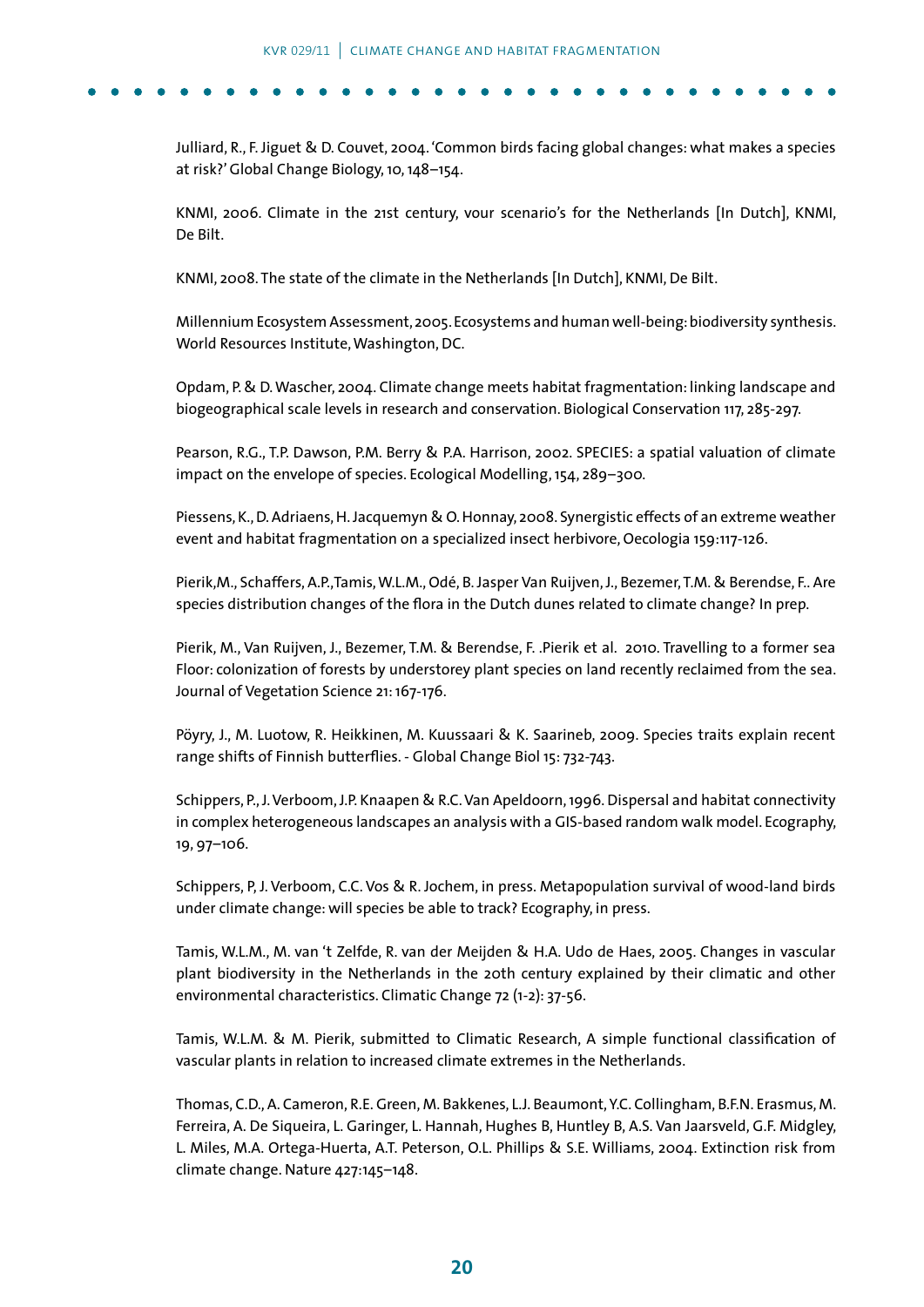Julliard, R., F. Jiguet & D. Couvet, 2004. 'Common birds facing global changes: what makes a species at risk?' Global Change Biology, 10, 148–154.

KNMI, 2006. Climate in the 21st century, vour scenario's for the Netherlands [In Dutch], KNMI, De Bilt.

KNMI, 2008. The state of the climate in the Netherlands [In Dutch], KNMI, De Bilt.

Millennium Ecosystem Assessment, 2005. Ecosystems and human well-being: biodiversity synthesis. World Resources Institute, Washington, DC.

Opdam, P. & D. Wascher, 2004. Climate change meets habitat fragmentation: linking landscape and biogeographical scale levels in research and conservation. Biological Conservation 117, 285-297.

Pearson, R.G., T.P. Dawson, P.M. Berry & P.A. Harrison, 2002. SPECIES: a spatial valuation of climate impact on the envelope of species. Ecological Modelling, 154, 289–300.

Piessens, K., D. Adriaens, H. Jacquemyn & O. Honnay, 2008. Synergistic effects of an extreme weather event and habitat fragmentation on a specialized insect herbivore, Oecologia 159:117-126.

Pierik,M., Schaffers, A.P.,Tamis, W.L.M., Odé, B. Jasper Van Ruijven, J., Bezemer, T.M. & Berendse, F.. Are species distribution changes of the flora in the Dutch dunes related to climate change? In prep.

Pierik, M., Van Ruijven, J., Bezemer, T.M. & Berendse, F. .Pierik et al. 2010. Travelling to a former sea Floor: colonization of forests by understorey plant species on land recently reclaimed from the sea. Journal of Vegetation Science 21: 167-176.

Pöyry, J., M. Luotow, R. Heikkinen, M. Kuussaari & K. Saarineb, 2009. Species traits explain recent range shifts of Finnish butterflies. - Global Change Biol 15: 732-743.

Schippers, P., J. Verboom, J.P. Knaapen & R.C. Van Apeldoorn, 1996. Dispersal and habitat connectivity in complex heterogeneous landscapes an analysis with a GIS-based random walk model. Ecography, 19, 97–106.

Schippers, P, J. Verboom, C.C. Vos & R. Jochem, in press. Metapopulation survival of wood-land birds under climate change: will species be able to track? Ecography, in press.

Tamis, W.L.M., M. van 't Zelfde, R. van der Meijden & H.A. Udo de Haes, 2005. Changes in vascular plant biodiversity in the Netherlands in the 20th century explained by their climatic and other environmental characteristics. Climatic Change 72 (1-2): 37-56.

Tamis, W.L.M. & M. Pierik, submitted to Climatic Research, A simple functional classification of vascular plants in relation to increased climate extremes in the Netherlands.

Thomas, C.D., A. Cameron, R.E. Green, M. Bakkenes, L.J. Beaumont, Y.C. Collingham, B.F.N. Erasmus, M. Ferreira, A. De Siqueira, L. Garinger, L. Hannah, Hughes B, Huntley B, A.S. Van Jaarsveld, G.F. Midgley, L. Miles, M.A. Ortega-Huerta, A.T. Peterson, O.L. Phillips & S.E. Williams, 2004. Extinction risk from climate change. Nature 427:145–148.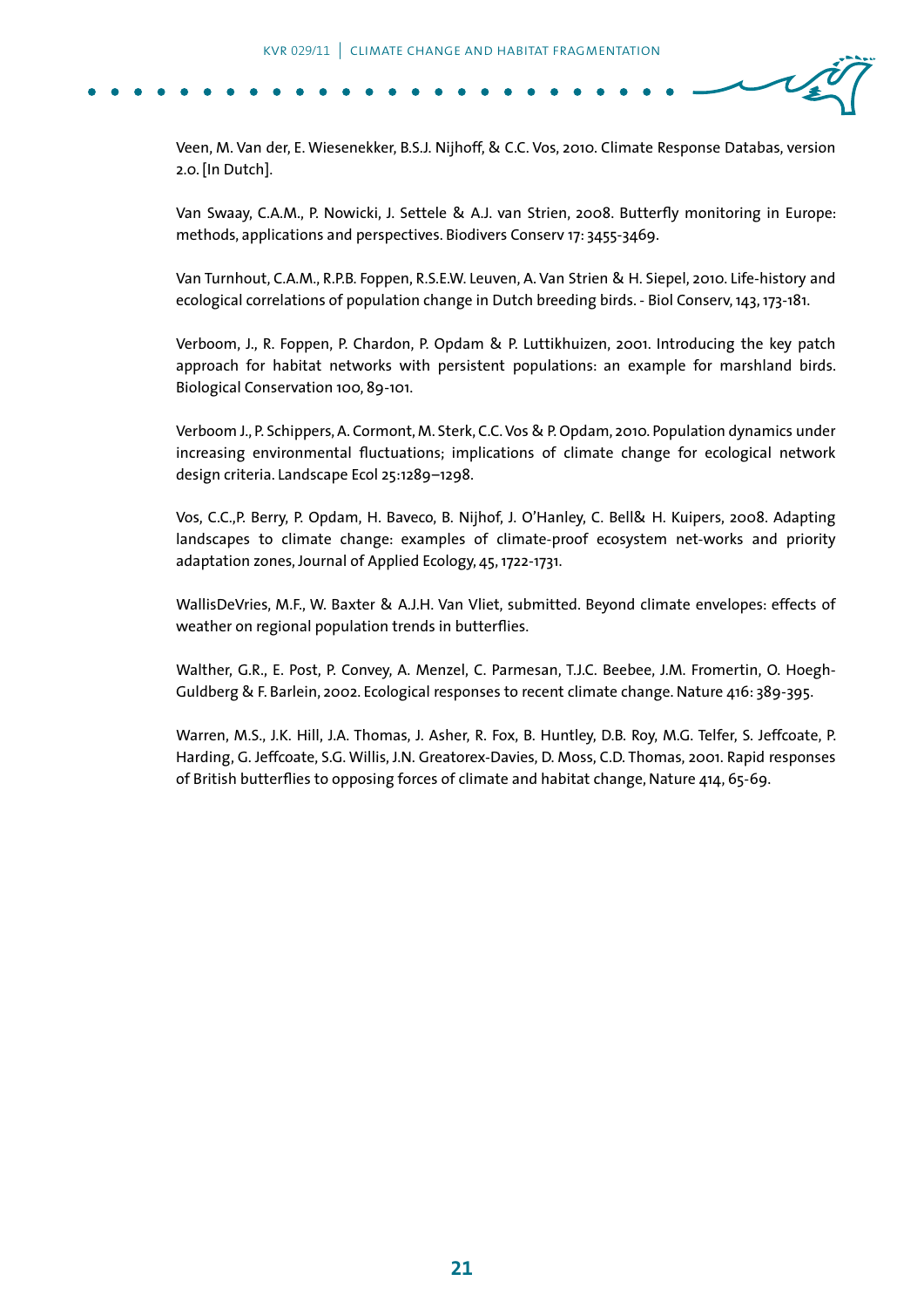Veen, M. Van der, E. Wiesenekker, B.S.J. Nijhoff, & C.C. Vos, 2010. Climate Response Databas, version 2.0. [In Dutch].

Van Swaay, C.A.M., P. Nowicki, J. Settele & A.J. van Strien, 2008. Butterfly monitoring in Europe: methods, applications and perspectives. Biodivers Conserv 17: 3455-3469.

Van Turnhout, C.A.M., R.P.B. Foppen, R.S.E.W. Leuven, A. Van Strien & H. Siepel, 2010. Life-history and ecological correlations of population change in Dutch breeding birds. - Biol Conserv, 143, 173-181.

Verboom, J., R. Foppen, P. Chardon, P. Opdam & P. Luttikhuizen, 2001. Introducing the key patch approach for habitat networks with persistent populations: an example for marshland birds. Biological Conservation 100, 89-101.

Verboom J., P. Schippers, A. Cormont, M. Sterk, C.C. Vos & P. Opdam, 2010. Population dynamics under increasing environmental fluctuations; implications of climate change for ecological network design criteria. Landscape Ecol 25:1289–1298.

Vos, C.C.,P. Berry, P. Opdam, H. Baveco, B. Nijhof, J. O'Hanley, C. Bell& H. Kuipers, 2008. Adapting landscapes to climate change: examples of climate-proof ecosystem net-works and priority adaptation zones, Journal of Applied Ecology, 45, 1722-1731.

WallisDeVries, M.F., W. Baxter & A.J.H. Van Vliet, submitted. Beyond climate envelopes: effects of weather on regional population trends in butterflies.

Walther, G.R., E. Post, P. Convey, A. Menzel, C. Parmesan, T.J.C. Beebee, J.M. Fromertin, O. Hoegh-Guldberg & F. Barlein, 2002. Ecological responses to recent climate change. Nature 416: 389-395.

Warren, M.S., J.K. Hill, J.A. Thomas, J. Asher, R. Fox, B. Huntley, D.B. Roy, M.G. Telfer, S. Jeffcoate, P. Harding, G. Jeffcoate, S.G. Willis, J.N. Greatorex-Davies, D. Moss, C.D. Thomas, 2001. Rapid responses of British butterflies to opposing forces of climate and habitat change, Nature 414, 65-69.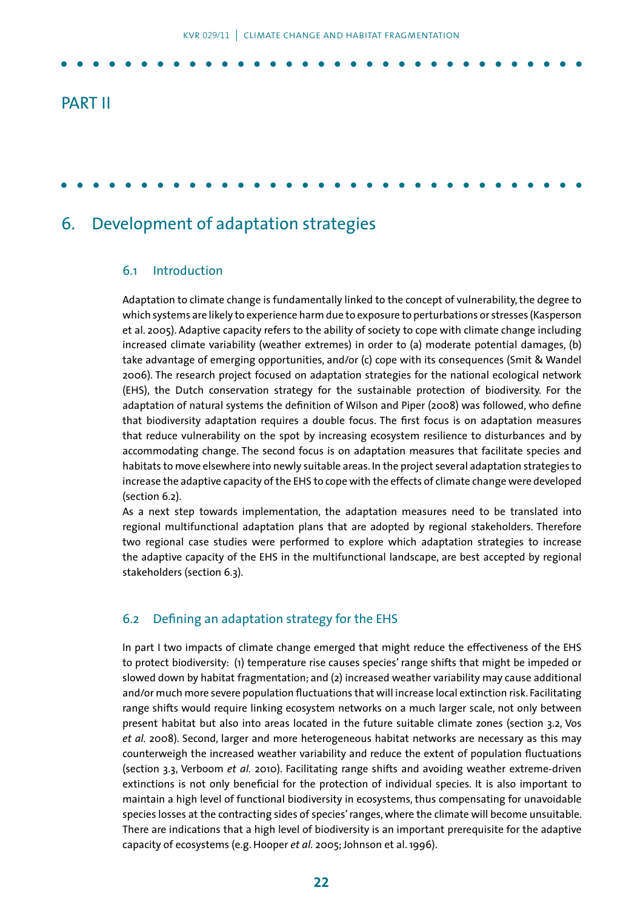# PART II

## 6. Development of adaptation strategies

### 6.1 Introduction

Adaptation to climate change is fundamentally linked to the concept of vulnerability, the degree to which systems are likely to experience harm due to exposure to perturbations or stresses (Kasperson et al. 2005). Adaptive capacity refers to the ability of society to cope with climate change including increased climate variability (weather extremes) in order to (a) moderate potential damages, (b) take advantage of emerging opportunities, and/or (c) cope with its consequences (Smit & Wandel 2006). The research project focused on adaptation strategies for the national ecological network (EHS), the Dutch conservation strategy for the sustainable protection of biodiversity. For the adaptation of natural systems the definition of Wilson and Piper (2008) was followed, who define that biodiversity adaptation requires a double focus. The first focus is on adaptation measures that reduce vulnerability on the spot by increasing ecosystem resilience to disturbances and by accommodating change. The second focus is on adaptation measures that facilitate species and habitats to move elsewhere into newly suitable areas. In the project several adaptation strategies to increase the adaptive capacity of the EHS to cope with the effects of climate change were developed (section 6.2).

As a next step towards implementation, the adaptation measures need to be translated into regional multifunctional adaptation plans that are adopted by regional stakeholders. Therefore two regional case studies were performed to explore which adaptation strategies to increase the adaptive capacity of the EHS in the multifunctional landscape, are best accepted by regional stakeholders (section 6.3).

### 6.2 Defining an adaptation strategy for the EHS

In part I two impacts of climate change emerged that might reduce the effectiveness of the EHS to protect biodiversity: (1) temperature rise causes species' range shifts that might be impeded or slowed down by habitat fragmentation; and (2) increased weather variability may cause additional and/or much more severe population fluctuations that will increase local extinction risk. Facilitating range shifts would require linking ecosystem networks on a much larger scale, not only between present habitat but also into areas located in the future suitable climate zones (section 3.2, Vos *et al.* 2008). Second, larger and more heterogeneous habitat networks are necessary as this may counterweigh the increased weather variability and reduce the extent of population fluctuations (section 3.3, Verboom *et al.* 2010). Facilitating range shifts and avoiding weather extreme-driven extinctions is not only beneficial for the protection of individual species. It is also important to maintain a high level of functional biodiversity in ecosystems, thus compensating for unavoidable species losses at the contracting sides of species' ranges, where the climate will become unsuitable. There are indications that a high level of biodiversity is an important prerequisite for the adaptive capacity of ecosystems (e.g. Hooper *et al.* 2005; Johnson et al. 1996).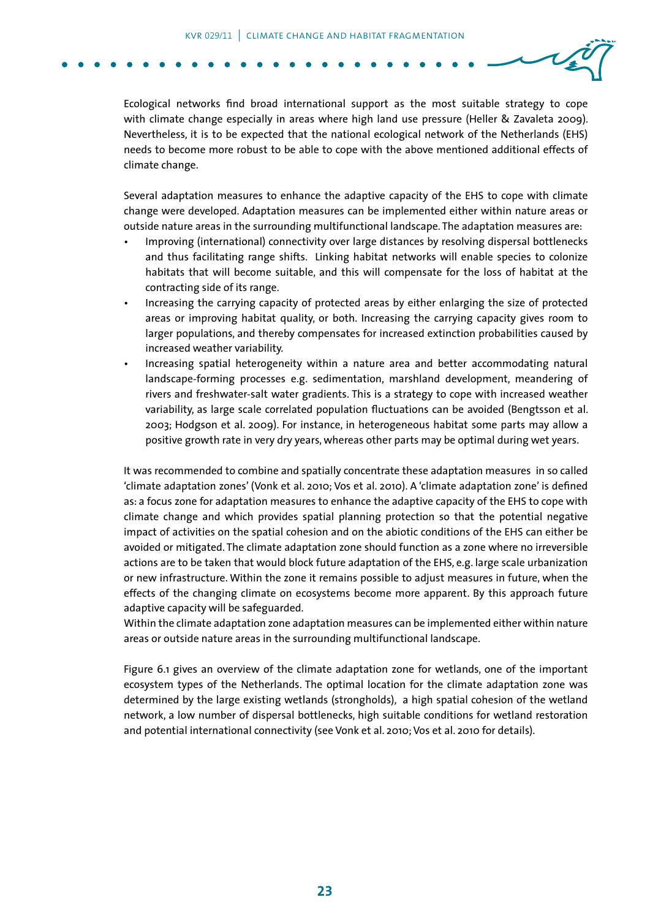Ecological networks find broad international support as the most suitable strategy to cope with climate change especially in areas where high land use pressure (Heller & Zavaleta 2009). Nevertheless, it is to be expected that the national ecological network of the Netherlands (EHS) needs to become more robust to be able to cope with the above mentioned additional effects of climate change.

Several adaptation measures to enhance the adaptive capacity of the EHS to cope with climate change were developed. Adaptation measures can be implemented either within nature areas or outside nature areas in the surrounding multifunctional landscape. The adaptation measures are:

- Improving (international) connectivity over large distances by resolving dispersal bottlenecks and thus facilitating range shifts. Linking habitat networks will enable species to colonize habitats that will become suitable, and this will compensate for the loss of habitat at the contracting side of its range.
- Increasing the carrying capacity of protected areas by either enlarging the size of protected areas or improving habitat quality, or both. Increasing the carrying capacity gives room to larger populations, and thereby compensates for increased extinction probabilities caused by increased weather variability.
- Increasing spatial heterogeneity within a nature area and better accommodating natural landscape-forming processes e.g. sedimentation, marshland development, meandering of rivers and freshwater-salt water gradients. This is a strategy to cope with increased weather variability, as large scale correlated population fluctuations can be avoided (Bengtsson et al. 2003; Hodgson et al. 2009). For instance, in heterogeneous habitat some parts may allow a positive growth rate in very dry years, whereas other parts may be optimal during wet years.

It was recommended to combine and spatially concentrate these adaptation measures in so called 'climate adaptation zones' (Vonk et al. 2010; Vos et al. 2010). A 'climate adaptation zone' is defined as: a focus zone for adaptation measures to enhance the adaptive capacity of the EHS to cope with climate change and which provides spatial planning protection so that the potential negative impact of activities on the spatial cohesion and on the abiotic conditions of the EHS can either be avoided or mitigated. The climate adaptation zone should function as a zone where no irreversible actions are to be taken that would block future adaptation of the EHS, e.g. large scale urbanization or new infrastructure. Within the zone it remains possible to adjust measures in future, when the effects of the changing climate on ecosystems become more apparent. By this approach future adaptive capacity will be safeguarded.
Within the climate adaptation zone adaptation measures can be implemented either within nature areas or outside nature areas in the surrounding multifunctional landscape.

Figure 6.1 gives an overview of the climate adaptation zone for wetlands, one of the important ecosystem types of the Netherlands. The optimal location for the climate adaptation zone was determined by the large existing wetlands (strongholds), a high spatial cohesion of the wetland network, a low number of dispersal bottlenecks, high suitable conditions for wetland restoration and potential international connectivity (see Vonk et al. 2010; Vos et al. 2010 for details).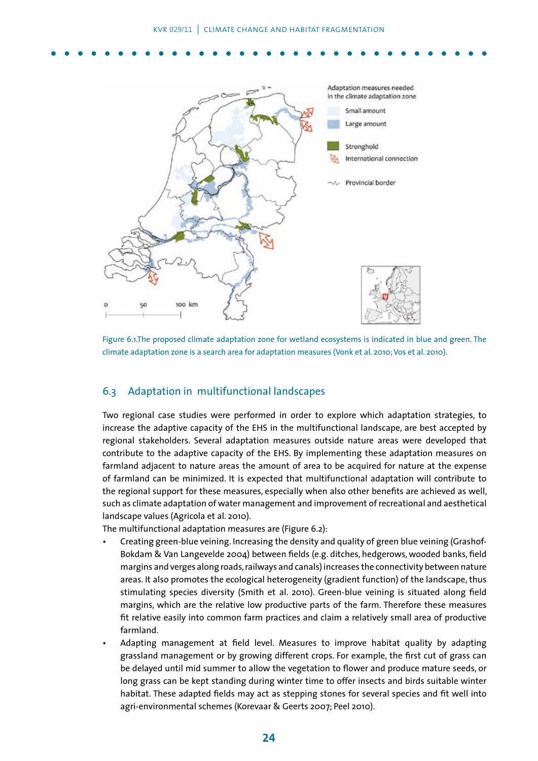Figure 6.1.The proposed climate adaptation zone for wetland ecosystems is indicated in blue and green. The climate adaptation zone is a search area for adaptation measures (Vonk et al. 2010; Vos et al. 2010).

## 6.3 Adaptation in multifunctional landscapes

Two regional case studies were performed in order to explore which adaptation strategies, to increase the adaptive capacity of the EHS in the multifunctional landscape, are best accepted by regional stakeholders. Several adaptation measures outside nature areas were developed that contribute to the adaptive capacity of the EHS. By implementing these adaptation measures on farmland adjacent to nature areas the amount of area to be acquired for nature at the expense of farmland can be minimized. It is expected that multifunctional adaptation will contribute to the regional support for these measures, especially when also other benefits are achieved as well, such as climate adaptation of water management and improvement of recreational and aesthetical landscape values (Agricola et al. 2010).

The multifunctional adaptation measures are (Figure 6.2):

- Creating green-blue veining. Increasing the density and quality of green blue veining (Grashof-Bokdam & Van Langevelde 2004) between fields (e.g. ditches, hedgerows, wooded banks, field margins and verges along roads, railways and canals) increases the connectivity between nature areas. It also promotes the ecological heterogeneity (gradient function) of the landscape, thus stimulating species diversity (Smith et al. 2010). Green-blue veining is situated along field margins, which are the relative low productive parts of the farm. Therefore these measures fit relative easily into common farm practices and claim a relatively small area of productive farmland.
- Adapting management at field level. Measures to improve habitat quality by adapting grassland management or by growing different crops. For example, the first cut of grass can be delayed until mid summer to allow the vegetation to flower and produce mature seeds, or long grass can be kept standing during winter time to offer insects and birds suitable winter habitat. These adapted fields may act as stepping stones for several species and fit well into agri-environmental schemes (Korevaar & Geerts 2007; Peel 2010).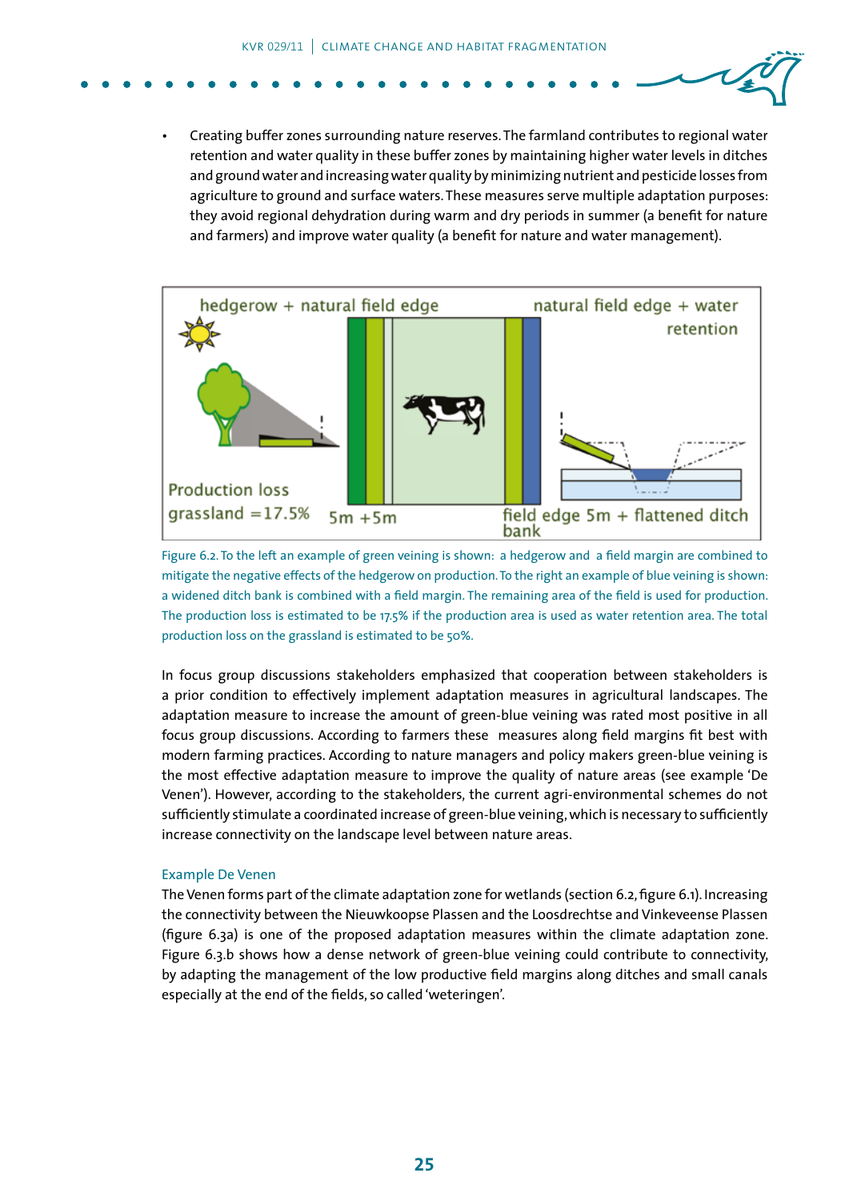- Creating buffer zones surrounding nature reserves. The farmland contributes to regional water retention and water quality in these buffer zones by maintaining higher water levels in ditches and ground water and increasing water quality by minimizing nutrient and pesticide losses from agriculture to ground and surface waters. These measures serve multiple adaptation purposes: they avoid regional dehydration during warm and dry periods in summer (a benefit for nature and farmers) and improve water quality (a benefit for nature and water management).

Figure 6.2. To the left an example of green veining is shown: a hedgerow and a field margin are combined to mitigate the negative effects of the hedgerow on production. To the right an example of blue veining is shown: a widened ditch bank is combined with a field margin. The remaining area of the field is used for production. The production loss is estimated to be 17.5% if the production area is used as water retention area. The total production loss on the grassland is estimated to be 50%.

In focus group discussions stakeholders emphasized that cooperation between stakeholders is a prior condition to effectively implement adaptation measures in agricultural landscapes. The adaptation measure to increase the amount of green-blue veining was rated most positive in all focus group discussions. According to farmers these measures along field margins fit best with modern farming practices. According to nature managers and policy makers green-blue veining is the most effective adaptation measure to improve the quality of nature areas (see example 'De Venen'). However, according to the stakeholders, the current agri-environmental schemes do not sufficiently stimulate a coordinated increase of green-blue veining, which is necessary to sufficiently increase connectivity on the landscape level between nature areas.

### Example De Venen

The Venen forms part of the climate adaptation zone for wetlands (section 6.2, figure 6.1). Increasing the connectivity between the Nieuwkoopse Plassen and the Loosdrechtse and Vinkeveense Plassen (figure 6.3a) is one of the proposed adaptation measures within the climate adaptation zone. Figure 6.3.b shows how a dense network of green-blue veining could contribute to connectivity, by adapting the management of the low productive field margins along ditches and small canals especially at the end of the fields, so called 'weteringen'.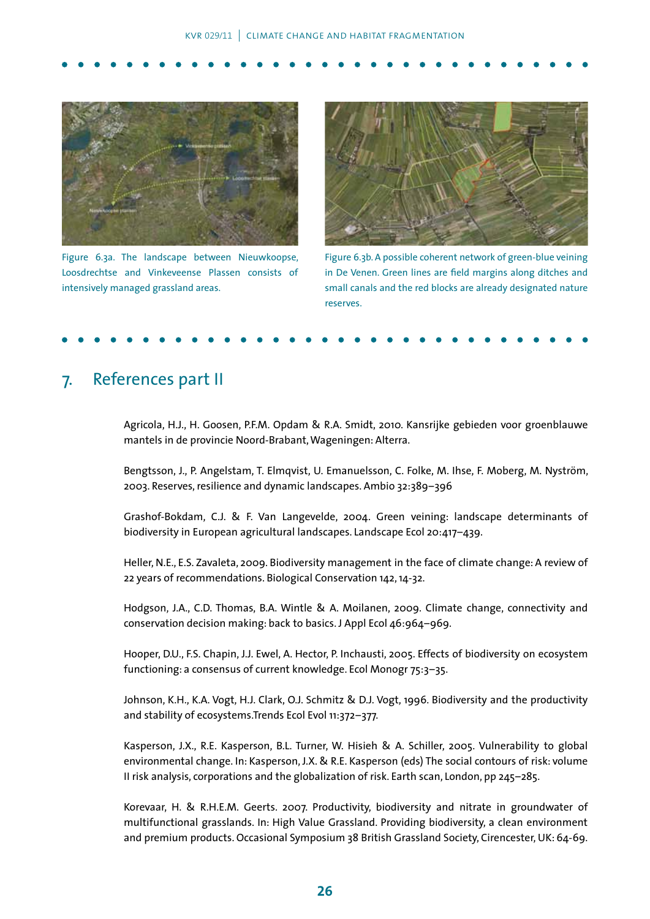Figure 6.3a. The landscape between Nieuwkoopse, Loosdrechtse and Vinkeveense Plassen consists of intensively managed grassland areas.

Figure 6.3b. A possible coherent network of green-blue veining in De Venen. Green lines are field margins along ditches and small canals and the red blocks are already designated nature reserves.

# 7. References part II

Agricola, H.J., H. Goosen, P.F.M. Opdam & R.A. Smidt, 2010. Kansrijke gebieden voor groenblauwe mantels in de provincie Noord-Brabant, Wageningen: Alterra.

Bengtsson, J., P. Angelstam, T. Elmqvist, U. Emanuelsson, C. Folke, M. Ihse, F. Moberg, M. Nyström, 2003. Reserves, resilience and dynamic landscapes. Ambio 32:389–396

Grashof-Bokdam, C.J. & F. Van Langevelde, 2004. Green veining: landscape determinants of biodiversity in European agricultural landscapes. Landscape Ecol 20:417–439.

Heller, N.E., E.S. Zavaleta, 2009. Biodiversity management in the face of climate change: A review of 22 years of recommendations. Biological Conservation 142, 14-32.

Hodgson, J.A., C.D. Thomas, B.A. Wintle & A. Moilanen, 2009. Climate change, connectivity and conservation decision making: back to basics. J Appl Ecol 46:964–969.

Hooper, D.U., F.S. Chapin, J.J. Ewel, A. Hector, P. Inchausti, 2005. Effects of biodiversity on ecosystem functioning: a consensus of current knowledge. Ecol Monogr 75:3–35.

Johnson, K.H., K.A. Vogt, H.J. Clark, O.J. Schmitz & D.J. Vogt, 1996. Biodiversity and the productivity and stability of ecosystems.Trends Ecol Evol 11:372–377.

Kasperson, J.X., R.E. Kasperson, B.L. Turner, W. Hisieh & A. Schiller, 2005. Vulnerability to global environmental change. In: Kasperson, J.X. & R.E. Kasperson (eds) The social contours of risk: volume II risk analysis, corporations and the globalization of risk. Earth scan, London, pp 245–285.

Korevaar, H. & R.H.E.M. Geerts. 2007. Productivity, biodiversity and nitrate in groundwater of multifunctional grasslands. In: High Value Grassland. Providing biodiversity, a clean environment and premium products. Occasional Symposium 38 British Grassland Society, Cirencester, UK: 64-69.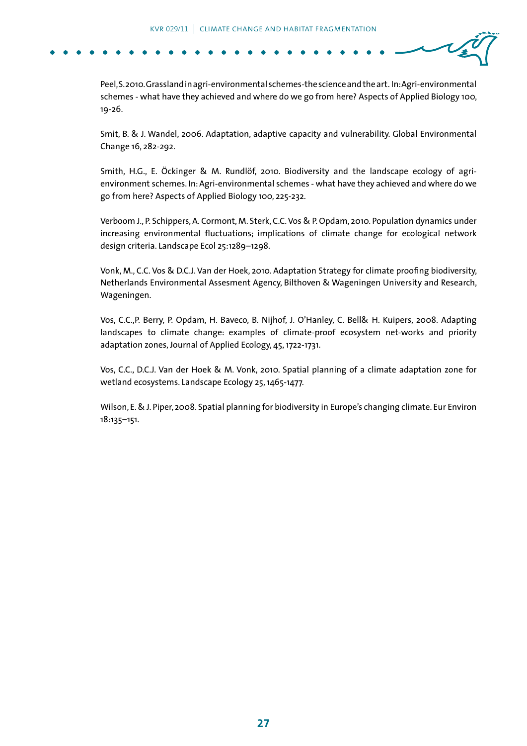Peel, S. 2010. Grassland in agri-environmental schemes-the science and the art. In: Agri-environmental schemes - what have they achieved and where do we go from here? Aspects of Applied Biology 100, 19-26.

Smit, B. & J. Wandel, 2006. Adaptation, adaptive capacity and vulnerability. Global Environmental Change 16, 282-292.

Smith, H.G., E. Öckinger & M. Rundlöf, 2010. Biodiversity and the landscape ecology of agri-environment schemes. In: Agri-environmental schemes - what have they achieved and where do we go from here? Aspects of Applied Biology 100, 225-232.

Verboom J., P. Schippers, A. Cormont, M. Sterk, C.C. Vos & P. Opdam, 2010. Population dynamics under increasing environmental fluctuations; implications of climate change for ecological network design criteria. Landscape Ecol 25:1289–1298.

Vonk, M., C.C. Vos & D.C.J. Van der Hoek, 2010. Adaptation Strategy for climate proofing biodiversity, Netherlands Environmental Assesment Agency, Bilthoven & Wageningen University and Research, Wageningen.

Vos, C.C.,P. Berry, P. Opdam, H. Baveco, B. Nijhof, J. O'Hanley, C. Bell& H. Kuipers, 2008. Adapting landscapes to climate change: examples of climate-proof ecosystem net-works and priority adaptation zones, Journal of Applied Ecology, 45, 1722-1731.

Vos, C.C., D.C.J. Van der Hoek & M. Vonk, 2010. Spatial planning of a climate adaptation zone for wetland ecosystems. Landscape Ecology 25, 1465-1477.

Wilson, E. & J. Piper, 2008. Spatial planning for biodiversity in Europe's changing climate. Eur Environ 18:135–151.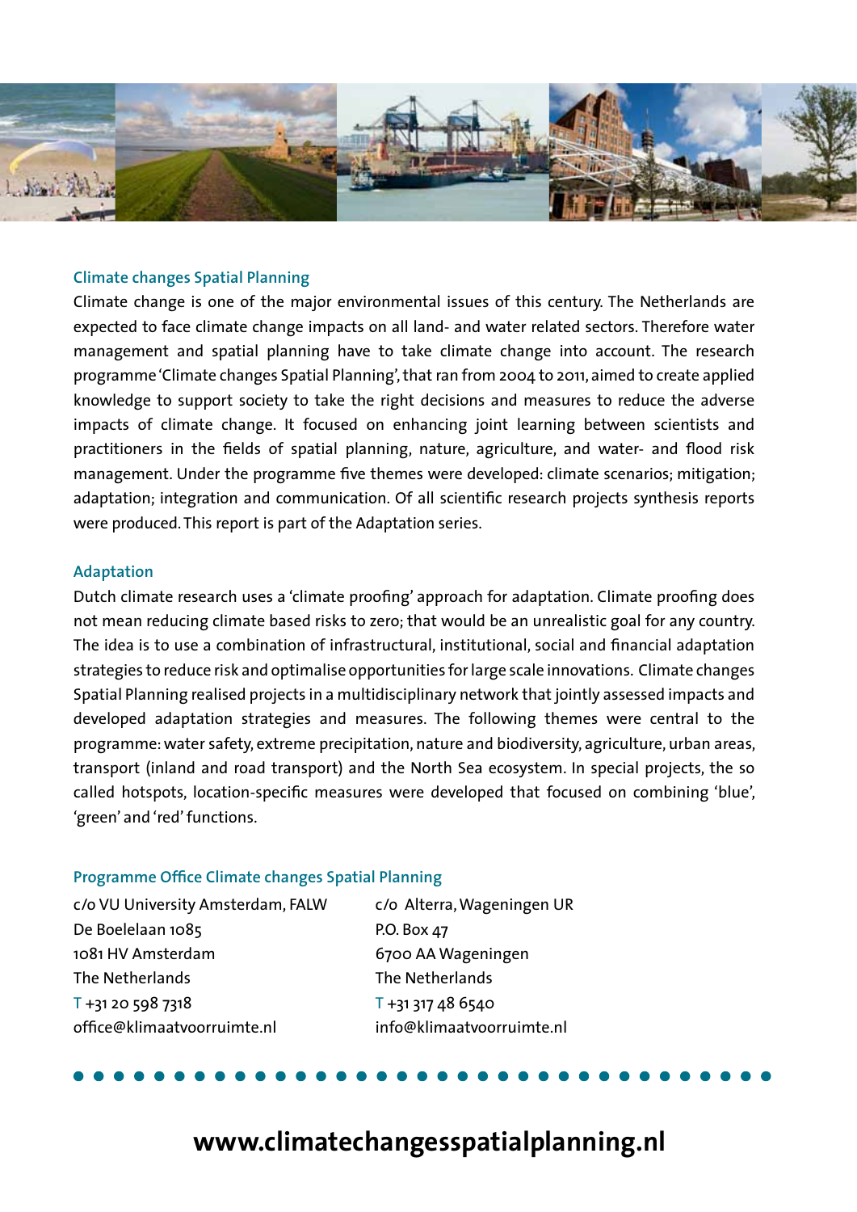## Climate changes Spatial Planning

Climate change is one of the major environmental issues of this century. The Netherlands are expected to face climate change impacts on all land- and water related sectors. Therefore water management and spatial planning have to take climate change into account. The research programme 'Climate changes Spatial Planning', that ran from 2004 to 2011, aimed to create applied knowledge to support society to take the right decisions and measures to reduce the adverse impacts of climate change. It focused on enhancing joint learning between scientists and practitioners in the fields of spatial planning, nature, agriculture, and water- and flood risk management. Under the programme five themes were developed: climate scenarios; mitigation; adaptation; integration and communication. Of all scientific research projects synthesis reports were produced. This report is part of the Adaptation series.

## Adaptation

Dutch climate research uses a 'climate proofing' approach for adaptation. Climate proofing does not mean reducing climate based risks to zero; that would be an unrealistic goal for any country. The idea is to use a combination of infrastructural, institutional, social and financial adaptation strategies to reduce risk and optimalise opportunities for large scale innovations. Climate changes Spatial Planning realised projects in a multidisciplinary network that jointly assessed impacts and developed adaptation strategies and measures. The following themes were central to the programme: water safety, extreme precipitation, nature and biodiversity, agriculture, urban areas, transport (inland and road transport) and the North Sea ecosystem. In special projects, the so called hotspots, location-specific measures were developed that focused on combining 'blue', 'green' and 'red' functions.

## Programme Office Climate changes Spatial Planning

c/o VU University Amsterdam, FALW
De Boelelaan 1085
1081 HV Amsterdam
The Netherlands
T +31 20 598 7318
office@klimaatvoorruimte.nl

c/o Alterra, Wageningen UR
P.O. Box 47
6700 AA Wageningen
The Netherlands
T +31 317 48 6540
info@klimaatvoorruimte.nl

**www.climatechangesspatialplanning.nl**